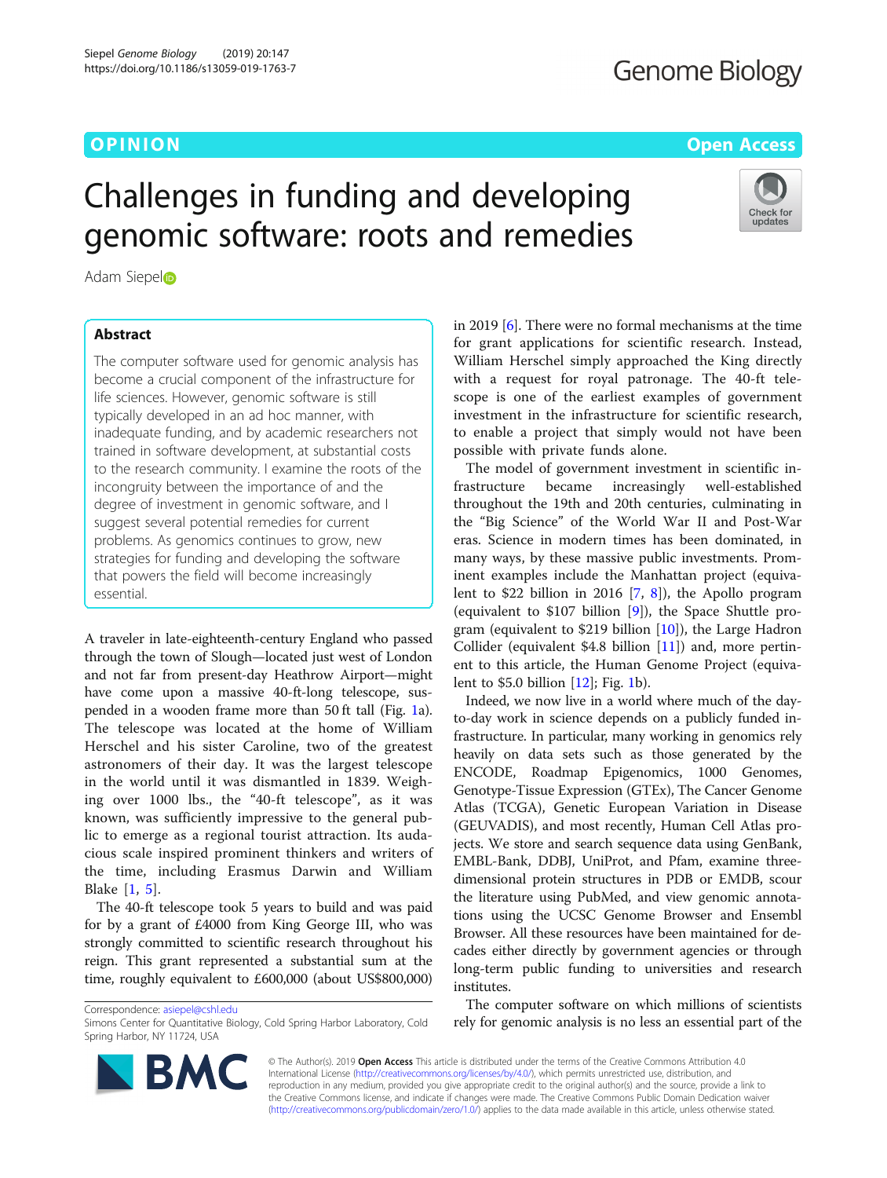OPINION

Open Access

# Challenges in funding and developing genomic software: roots and remedies

Adam Siepel

## Abstract

The computer software used for genomic analysis has become a crucial component of the infrastructure for life sciences. However, genomic software is still typically developed in an ad hoc manner, with inadequate funding, and by academic researchers not trained in software development, at substantial costs to the research community. I examine the roots of the incongruity between the importance of and the degree of investment in genomic software, and I suggest several potential remedies for current problems. As genomics continues to grow, new strategies for funding and developing the software that powers the field will become increasingly essential.

A traveler in late-eighteenth-century England who passed through the town of Slough—located just west of London and not far from present-day Heathrow Airport—might have come upon a massive 40-ft-long telescope, suspended in a wooden frame more than 50 ft tall (Fig. 1a). The telescope was located at the home of William Herschel and his sister Caroline, two of the greatest astronomers of their day. It was the largest telescope in the world until it was dismantled in 1839. Weighing over 1000 lbs., the "40-ft telescope", as it was known, was sufficiently impressive to the general public to emerge as a regional tourist attraction. Its audacious scale inspired prominent thinkers and writers of the time, including Erasmus Darwin and William Blake [1, 5].

The 40-ft telescope took 5 years to build and was paid for by a grant of £4000 from King George III, who was strongly committed to scientific research throughout his reign. This grant represented a substantial sum at the time, roughly equivalent to £600,000 (about US$800,000) in 2019 [6]. There were no formal mechanisms at the time for grant applications for scientific research. Instead, William Herschel simply approached the King directly with a request for royal patronage. The 40-ft telescope is one of the earliest examples of government investment in the infrastructure for scientific research, to enable a project that simply would not have been possible with private funds alone.

The model of government investment in scientific infrastructure became increasingly well-established throughout the 19th and 20th centuries, culminating in the "Big Science" of the World War II and Post-War eras. Science in modern times has been dominated, in many ways, by these massive public investments. Prominent examples include the Manhattan project (equivalent to $22 billion in 2016 [7, 8]), the Apollo program (equivalent to $107 billion [9]), the Space Shuttle program (equivalent to $219 billion [10]), the Large Hadron Collider (equivalent $4.8 billion [11]) and, more pertinent to this article, the Human Genome Project (equivalent to $5.0 billion [12]; Fig. 1b).

Indeed, we now live in a world where much of the day-to-day work in science depends on a publicly funded infrastructure. In particular, many working in genomics rely heavily on data sets such as those generated by the ENCODE, Roadmap Epigenomics, 1000 Genomes, Genotype-Tissue Expression (GTEx), The Cancer Genome Atlas (TCGA), Genetic European Variation in Disease (GEUVADIS), and most recently, Human Cell Atlas projects. We store and search sequence data using GenBank, EMBL-Bank, DDBJ, UniProt, and Pfam, examine three-dimensional protein structures in PDB or EMDB, scour the literature using PubMed, and view genomic annotations using the UCSC Genome Browser and Ensembl Browser. All these resources have been maintained for decades either directly by government agencies or through long-term public funding to universities and research institutes.

The computer software on which millions of scientists rely for genomic analysis is no less an essential part of the

Correspondence: asiepel@cshl.edu
Simons Center for Quantitative Biology, Cold Spring Harbor Laboratory, Cold Spring Harbor, NY 11724, USA

© The Author(s). 2019 **Open Access** This article is distributed under the terms of the Creative Commons Attribution 4.0 International License (http://creativecommons.org/licenses/by/4.0/), which permits unrestricted use, distribution, and reproduction in any medium, provided you give appropriate credit to the original author(s) and the source, provide a link to the Creative Commons license, and indicate if changes were made. The Creative Commons Public Domain Dedication waiver (http://creativecommons.org/publicdomain/zero/1.0/) applies to the data made available in this article, unless otherwise stated.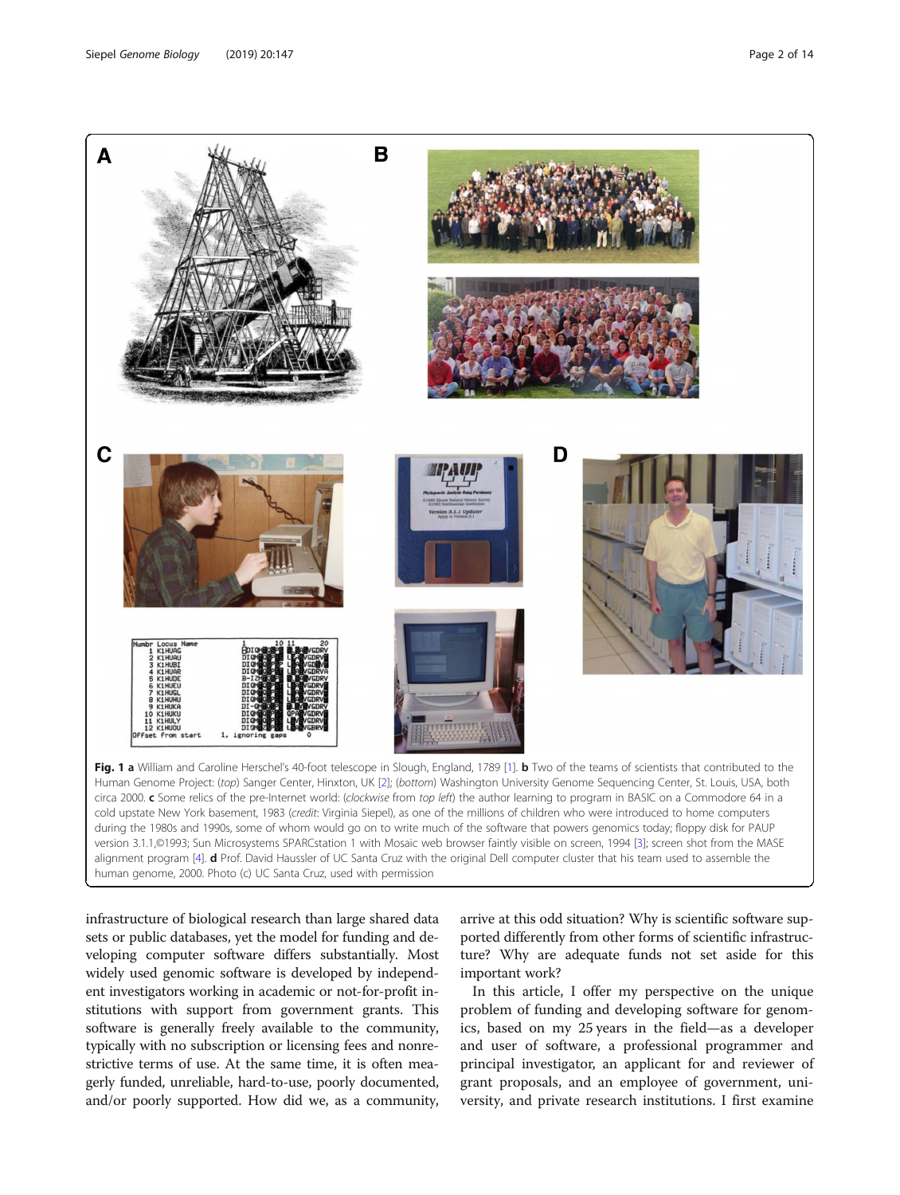**Fig. 1** **a** William and Caroline Herschel's 40-foot telescope in Slough, England, 1789 [1]. **b** Two of the teams of scientists that contributed to the Human Genome Project: (*top*) Sanger Center, Hinxton, UK [2]; (*bottom*) Washington University Genome Sequencing Center, St. Louis, USA, both circa 2000. **c** Some relics of the pre-Internet world: (*clockwise* from *top left*) the author learning to program in BASIC on a Commodore 64 in a cold upstate New York basement, 1983 (*credit*: Virginia Siepel), as one of the millions of children who were introduced to home computers during the 1980s and 1990s, some of whom would go on to write much of the software that powers genomics today; floppy disk for PAUP version 3.1.1,©1993; Sun Microsystems SPARCstation 1 with Mosaic web browser faintly visible on screen, 1994 [3]; screen shot from the MASE alignment program [4]. **d** Prof. David Haussler of UC Santa Cruz with the original Dell computer cluster that his team used to assemble the human genome, 2000. Photo (c) UC Santa Cruz, used with permission

infrastructure of biological research than large shared data sets or public databases, yet the model for funding and developing computer software differs substantially. Most widely used genomic software is developed by independent investigators working in academic or not-for-profit institutions with support from government grants. This software is generally freely available to the community, typically with no subscription or licensing fees and nonrestrictive terms of use. At the same time, it is often meagerly funded, unreliable, hard-to-use, poorly documented, and/or poorly supported. How did we, as a community, arrive at this odd situation? Why is scientific software supported differently from other forms of scientific infrastructure? Why are adequate funds not set aside for this important work?

In this article, I offer my perspective on the unique problem of funding and developing software for genomics, based on my 25 years in the field—as a developer and user of software, a professional programmer and principal investigator, an applicant for and reviewer of grant proposals, and an employee of government, university, and private research institutions. I first examine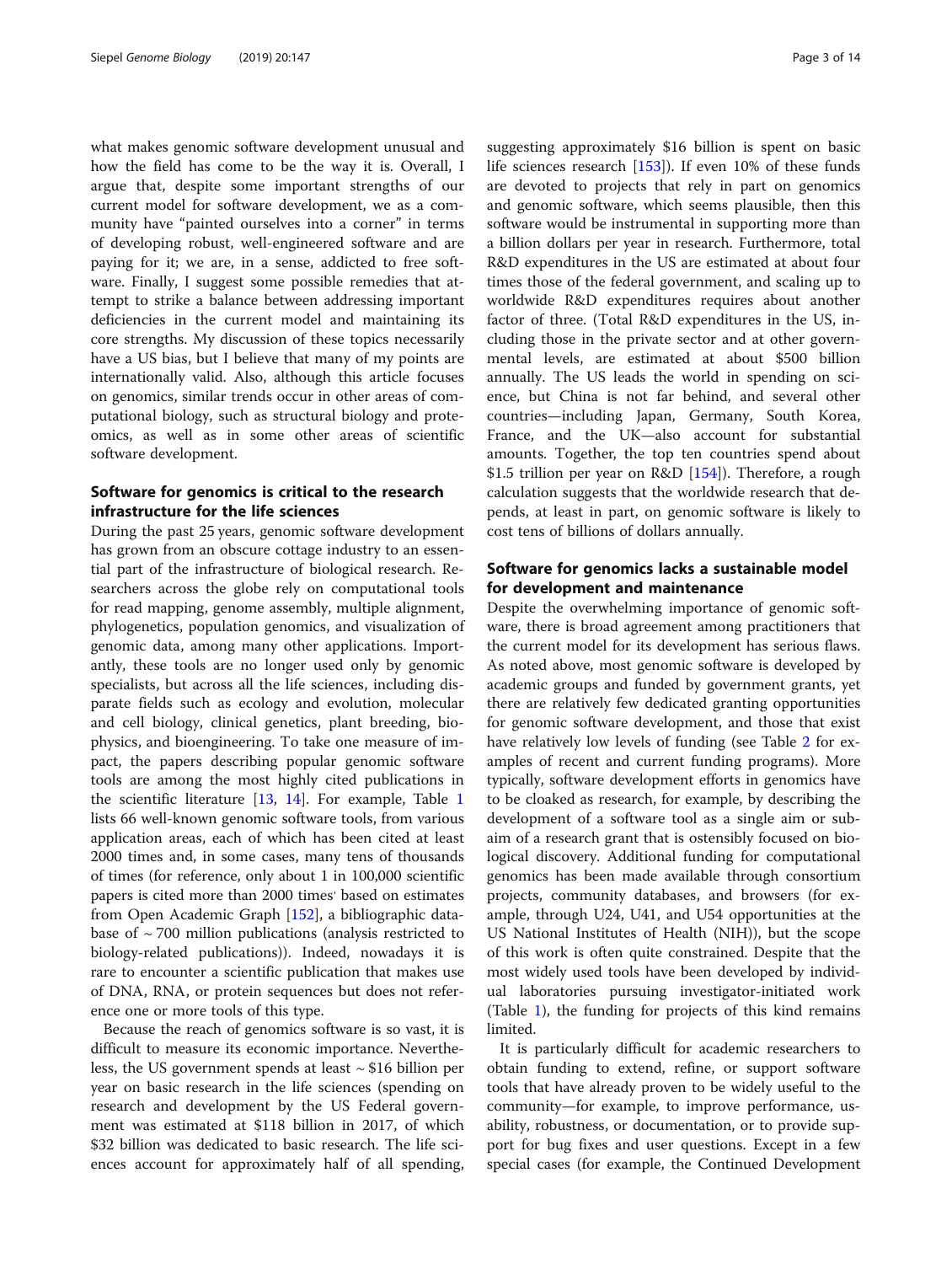what makes genomic software development unusual and how the field has come to be the way it is. Overall, I argue that, despite some important strengths of our current model for software development, we as a community have "painted ourselves into a corner" in terms of developing robust, well-engineered software and are paying for it; we are, in a sense, addicted to free software. Finally, I suggest some possible remedies that attempt to strike a balance between addressing important deficiencies in the current model and maintaining its core strengths. My discussion of these topics necessarily have a US bias, but I believe that many of my points are internationally valid. Also, although this article focuses on genomics, similar trends occur in other areas of computational biology, such as structural biology and proteomics, as well as in some other areas of scientific software development.

## Software for genomics is critical to the research infrastructure for the life sciences

During the past 25 years, genomic software development has grown from an obscure cottage industry to an essential part of the infrastructure of biological research. Researchers across the globe rely on computational tools for read mapping, genome assembly, multiple alignment, phylogenetics, population genomics, and visualization of genomic data, among many other applications. Importantly, these tools are no longer used only by genomic specialists, but across all the life sciences, including disparate fields such as ecology and evolution, molecular and cell biology, clinical genetics, plant breeding, biophysics, and bioengineering. To take one measure of impact, the papers describing popular genomic software tools are among the most highly cited publications in the scientific literature [13, 14]. For example, Table 1 lists 66 well-known genomic software tools, from various application areas, each of which has been cited at least 2000 times and, in some cases, many tens of thousands of times (for reference, only about 1 in 100,000 scientific papers is cited more than 2000 times' based on estimates from Open Academic Graph [152], a bibliographic database of ~ 700 million publications (analysis restricted to biology-related publications)). Indeed, nowadays it is rare to encounter a scientific publication that makes use of DNA, RNA, or protein sequences but does not reference one or more tools of this type.

Because the reach of genomics software is so vast, it is difficult to measure its economic importance. Nevertheless, the US government spends at least ~ $16 billion per year on basic research in the life sciences (spending on research and development by the US Federal government was estimated at $118 billion in 2017, of which $32 billion was dedicated to basic research. The life sciences account for approximately half of all spending, suggesting approximately $16 billion is spent on basic life sciences research [153]). If even 10% of these funds are devoted to projects that rely in part on genomics and genomic software, which seems plausible, then this software would be instrumental in supporting more than a billion dollars per year in research. Furthermore, total R&D expenditures in the US are estimated at about four times those of the federal government, and scaling up to worldwide R&D expenditures requires about another factor of three. (Total R&D expenditures in the US, including those in the private sector and at other governmental levels, are estimated at about $500 billion annually. The US leads the world in spending on science, but China is not far behind, and several other countries—including Japan, Germany, South Korea, France, and the UK—also account for substantial amounts. Together, the top ten countries spend about $1.5 trillion per year on R&D [154]). Therefore, a rough calculation suggests that the worldwide research that depends, at least in part, on genomic software is likely to cost tens of billions of dollars annually.

## Software for genomics lacks a sustainable model for development and maintenance

Despite the overwhelming importance of genomic software, there is broad agreement among practitioners that the current model for its development has serious flaws. As noted above, most genomic software is developed by academic groups and funded by government grants, yet there are relatively few dedicated granting opportunities for genomic software development, and those that exist have relatively low levels of funding (see Table 2 for examples of recent and current funding programs). More typically, software development efforts in genomics have to be cloaked as research, for example, by describing the development of a software tool as a single aim or subaim of a research grant that is ostensibly focused on biological discovery. Additional funding for computational genomics has been made available through consortium projects, community databases, and browsers (for example, through U24, U41, and U54 opportunities at the US National Institutes of Health (NIH)), but the scope of this work is often quite constrained. Despite that the most widely used tools have been developed by individual laboratories pursuing investigator-initiated work (Table 1), the funding for projects of this kind remains limited.

It is particularly difficult for academic researchers to obtain funding to extend, refine, or support software tools that have already proven to be widely useful to the community—for example, to improve performance, usability, robustness, or documentation, or to provide support for bug fixes and user questions. Except in a few special cases (for example, the Continued Development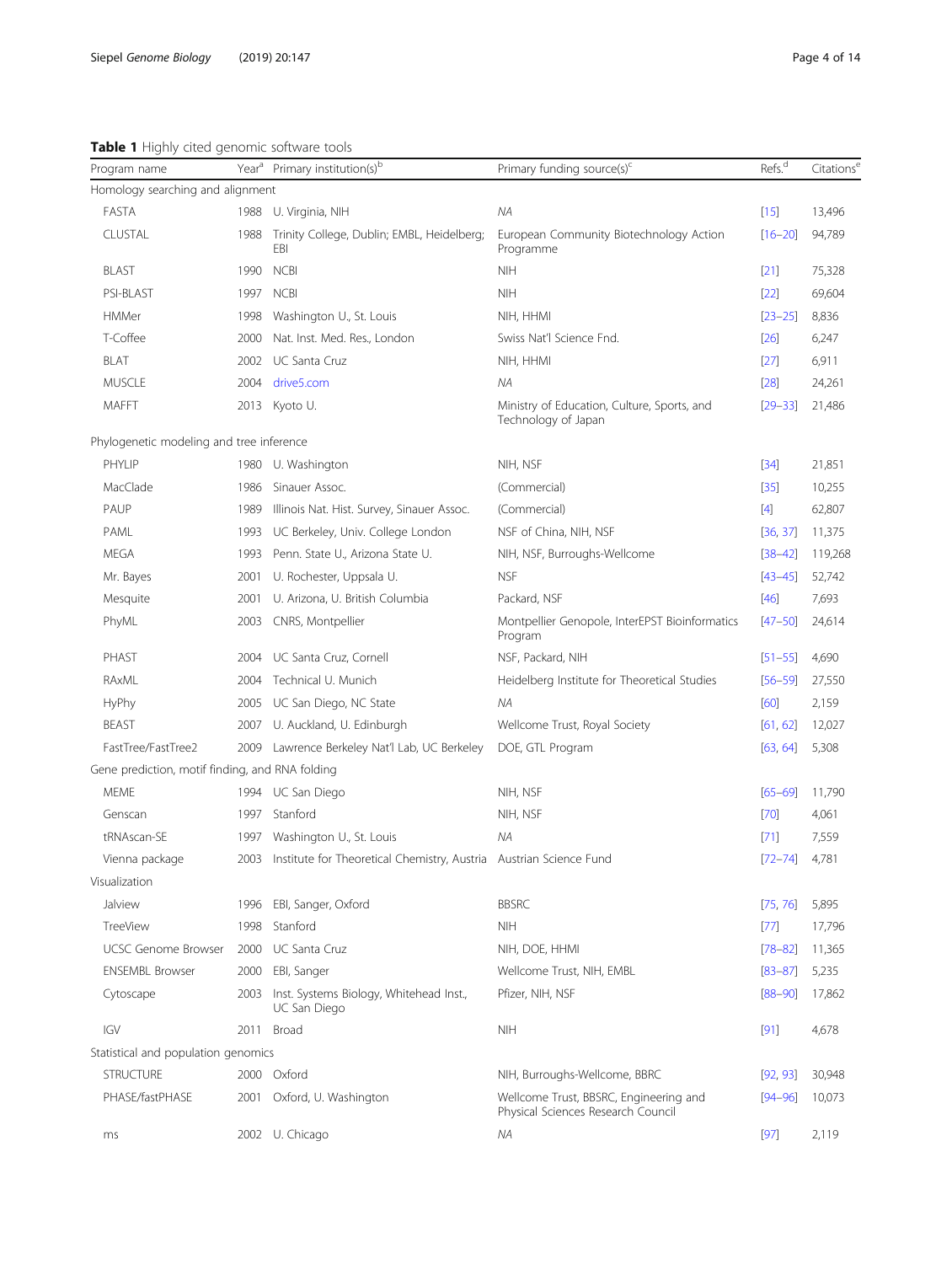**Table 1** Highly cited genomic software tools

| Program name | Year[a] | Primary institution(s)[b] | Primary funding source(s)[c] | Refs.[d] | Citations[e] |
|---|---|---|---|---|---|
| Homology searching and alignment | | | | | |
| FASTA | 1988 | U. Virginia, NIH | *NA* | [15] | 13,496 |
| CLUSTAL | 1988 | Trinity College, Dublin; EMBL, Heidelberg; EBI | European Community Biotechnology Action Programme | [16–20] | 94,789 |
| BLAST | 1990 | NCBI | NIH | [21] | 75,328 |
| PSI-BLAST | 1997 | NCBI | NIH | [22] | 69,604 |
| HMMer | 1998 | Washington U., St. Louis | NIH, HHMI | [23–25] | 8,836 |
| T-Coffee | 2000 | Nat. Inst. Med. Res., London | Swiss Nat'l Science Fnd. | [26] | 6,247 |
| BLAT | 2002 | UC Santa Cruz | NIH, HHMI | [27] | 6,911 |
| MUSCLE | 2004 | drive5.com | *NA* | [28] | 24,261 |
| MAFFT | 2013 | Kyoto U. | Ministry of Education, Culture, Sports, and Technology of Japan | [29–33] | 21,486 |
| Phylogenetic modeling and tree inference | | | | | |
| PHYLIP | 1980 | U. Washington | NIH, NSF | [34] | 21,851 |
| MacClade | 1986 | Sinauer Assoc. | (Commercial) | [35] | 10,255 |
| PAUP | 1989 | Illinois Nat. Hist. Survey, Sinauer Assoc. | (Commercial) | [4] | 62,807 |
| PAML | 1993 | UC Berkeley, Univ. College London | NSF of China, NIH, NSF | [36, 37] | 11,375 |
| MEGA | 1993 | Penn. State U., Arizona State U. | NIH, NSF, Burroughs-Wellcome | [38–42] | 119,268 |
| Mr. Bayes | 2001 | U. Rochester, Uppsala U. | NSF | [43–45] | 52,742 |
| Mesquite | 2001 | U. Arizona, U. British Columbia | Packard, NSF | [46] | 7,693 |
| PhyML | 2003 | CNRS, Montpellier | Montpellier Genopole, InterEPST Bioinformatics Program | [47–50] | 24,614 |
| PHAST | 2004 | UC Santa Cruz, Cornell | NSF, Packard, NIH | [51–55] | 4,690 |
| RAxML | 2004 | Technical U. Munich | Heidelberg Institute for Theoretical Studies | [56–59] | 27,550 |
| HyPhy | 2005 | UC San Diego, NC State | *NA* | [60] | 2,159 |
| BEAST | 2007 | U. Auckland, U. Edinburgh | Wellcome Trust, Royal Society | [61, 62] | 12,027 |
| FastTree/FastTree2 | 2009 | Lawrence Berkeley Nat'l Lab, UC Berkeley | DOE, GTL Program | [63, 64] | 5,308 |
| Gene prediction, motif finding, and RNA folding | | | | | |
| MEME | 1994 | UC San Diego | NIH, NSF | [65–69] | 11,790 |
| Genscan | 1997 | Stanford | NIH, NSF | [70] | 4,061 |
| tRNAscan-SE | 1997 | Washington U., St. Louis | *NA* | [71] | 7,559 |
| Vienna package | 2003 | Institute for Theoretical Chemistry, Austria | Austrian Science Fund | [72–74] | 4,781 |
| Visualization | | | | | |
| Jalview | 1996 | EBI, Sanger, Oxford | BBSRC | [75, 76] | 5,895 |
| TreeView | 1998 | Stanford | NIH | [77] | 17,796 |
| UCSC Genome Browser | 2000 | UC Santa Cruz | NIH, DOE, HHMI | [78–82] | 11,365 |
| ENSEMBL Browser | 2000 | EBI, Sanger | Wellcome Trust, NIH, EMBL | [83–87] | 5,235 |
| Cytoscape | 2003 | Inst. Systems Biology, Whitehead Inst., UC San Diego | Pfizer, NIH, NSF | [88–90] | 17,862 |
| IGV | 2011 | Broad | NIH | [91] | 4,678 |
| Statistical and population genomics | | | | | |
| STRUCTURE | 2000 | Oxford | NIH, Burroughs-Wellcome, BBRC | [92, 93] | 30,948 |
| PHASE/fastPHASE | 2001 | Oxford, U. Washington | Wellcome Trust, BBSRC, Engineering and Physical Sciences Research Council | [94–96] | 10,073 |
| ms | 2002 | U. Chicago | *NA* | [97] | 2,119 |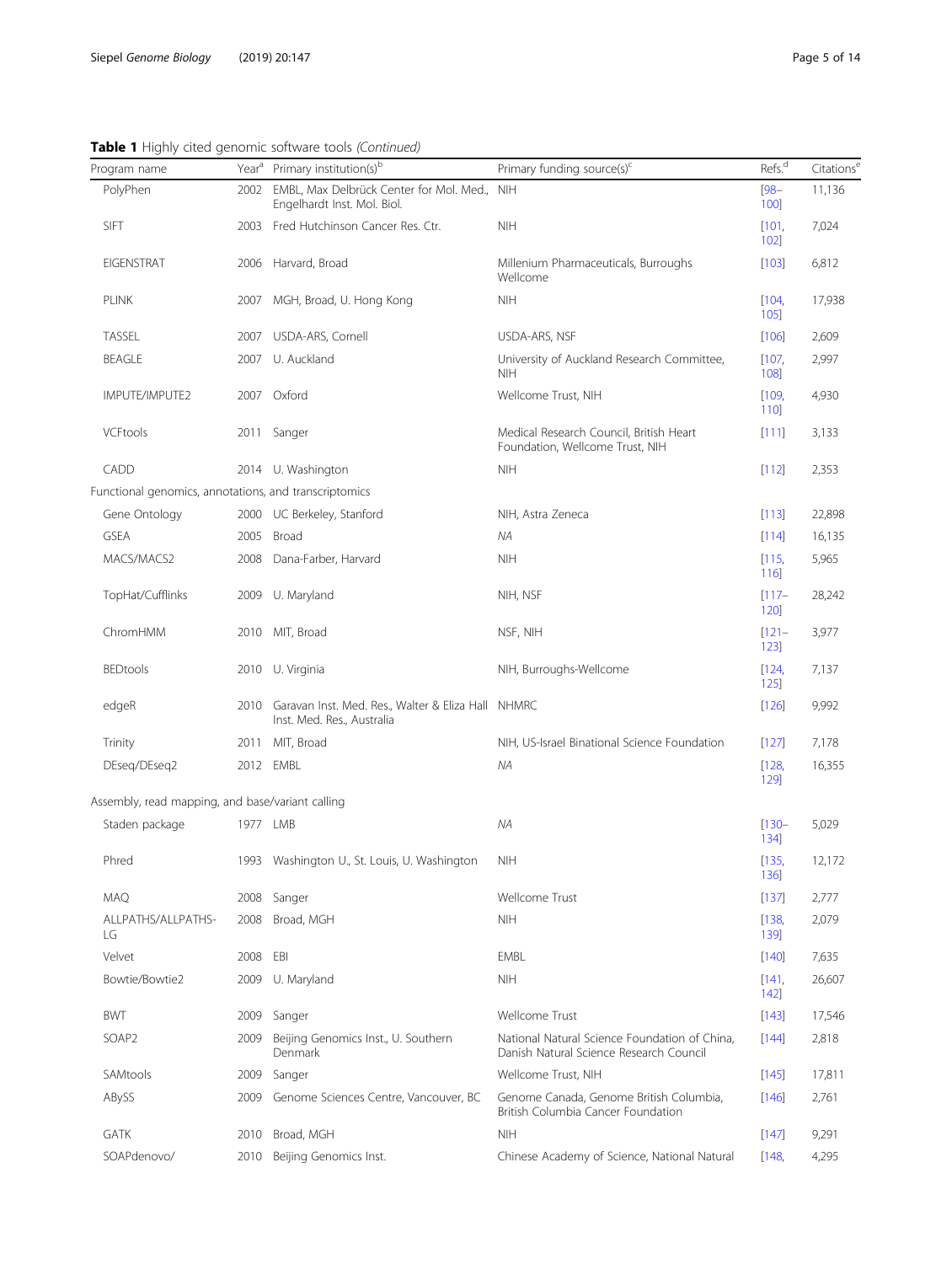**Table 1** Highly cited genomic software tools *(Continued)*

| Program name | Year[a] | Primary institution(s)[b] | Primary funding source(s)[c] | Refs.[d] | Citations[e] |
|---|---|---|---|---|---|
| PolyPhen | 2002 | EMBL, Max Delbrück Center for Mol. Med., Engelhardt Inst. Mol. Biol. | NIH | [98–100] | 11,136 |
| SIFT | 2003 | Fred Hutchinson Cancer Res. Ctr. | NIH | [101, 102] | 7,024 |
| EIGENSTRAT | 2006 | Harvard, Broad | Millenium Pharmaceuticals, Burroughs Wellcome | [103] | 6,812 |
| PLINK | 2007 | MGH, Broad, U. Hong Kong | NIH | [104, 105] | 17,938 |
| TASSEL | 2007 | USDA-ARS, Cornell | USDA-ARS, NSF | [106] | 2,609 |
| BEAGLE | 2007 | U. Auckland | University of Auckland Research Committee, NIH | [107, 108] | 2,997 |
| IMPUTE/IMPUTE2 | 2007 | Oxford | Wellcome Trust, NIH | [109, 110] | 4,930 |
| VCFtools | 2011 | Sanger | Medical Research Council, British Heart Foundation, Wellcome Trust, NIH | [111] | 3,133 |
| CADD | 2014 | U. Washington | NIH | [112] | 2,353 |
| Functional genomics, annotations, and transcriptomics | | | | | |
| Gene Ontology | 2000 | UC Berkeley, Stanford | NIH, Astra Zeneca | [113] | 22,898 |
| GSEA | 2005 | Broad | *NA* | [114] | 16,135 |
| MACS/MACS2 | 2008 | Dana-Farber, Harvard | NIH | [115, 116] | 5,965 |
| TopHat/Cufflinks | 2009 | U. Maryland | NIH, NSF | [117–120] | 28,242 |
| ChromHMM | 2010 | MIT, Broad | NSF, NIH | [121–123] | 3,977 |
| BEDtools | 2010 | U. Virginia | NIH, Burroughs-Wellcome | [124, 125] | 7,137 |
| edgeR | 2010 | Garavan Inst. Med. Res., Walter & Eliza Hall Inst. Med. Res., Australia | NHMRC | [126] | 9,992 |
| Trinity | 2011 | MIT, Broad | NIH, US-Israel Binational Science Foundation | [127] | 7,178 |
| DEseq/DEseq2 | 2012 | EMBL | *NA* | [128, 129] | 16,355 |
| Assembly, read mapping, and base/variant calling | | | | | |
| Staden package | 1977 | LMB | *NA* | [130–134] | 5,029 |
| Phred | 1993 | Washington U., St. Louis, U. Washington | NIH | [135, 136] | 12,172 |
| MAQ | 2008 | Sanger | Wellcome Trust | [137] | 2,777 |
| ALLPATHS/ALLPATHS-LG | 2008 | Broad, MGH | NIH | [138, 139] | 2,079 |
| Velvet | 2008 | EBI | EMBL | [140] | 7,635 |
| Bowtie/Bowtie2 | 2009 | U. Maryland | NIH | [141, 142] | 26,607 |
| BWT | 2009 | Sanger | Wellcome Trust | [143] | 17,546 |
| SOAP2 | 2009 | Beijing Genomics Inst., U. Southern Denmark | National Natural Science Foundation of China, Danish Natural Science Research Council | [144] | 2,818 |
| SAMtools | 2009 | Sanger | Wellcome Trust, NIH | [145] | 17,811 |
| ABySS | 2009 | Genome Sciences Centre, Vancouver, BC | Genome Canada, Genome British Columbia, British Columbia Cancer Foundation | [146] | 2,761 |
| GATK | 2010 | Broad, MGH | NIH | [147] | 9,291 |
| SOAPdenovo/ | 2010 | Beijing Genomics Inst. | Chinese Academy of Science, National Natural | [148, | 4,295 |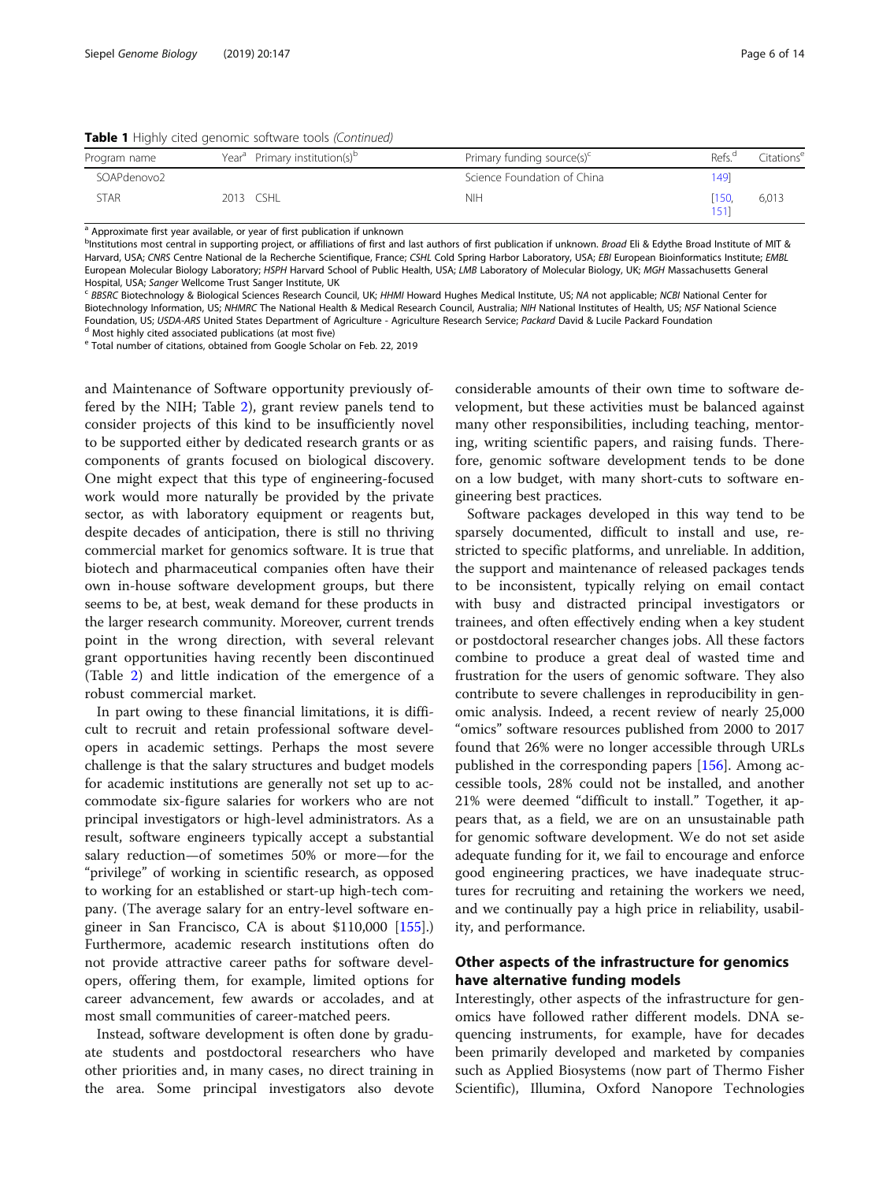**Table 1** Highly cited genomic software tools *(Continued)*

| Program name | Year[a] | Primary institution(s)[b] | Primary funding source(s)[c] | Refs.[d] | Citations[e] |
|---|---|---|---|---|---|
| SOAPdenovo2 | | | Science Foundation of China | 149] | |
| STAR | 2013 | CSHL | NIH | [150, 151] | 6,013 |

[a] Approximate first year available, or year of first publication if unknown

[b] Institutions most central in supporting project, or affiliations of first and last authors of first publication if unknown. *Broad* Eli & Edythe Broad Institute of MIT & Harvard, USA; *CNRS* Centre National de la Recherche Scientifique, France; *CSHL* Cold Spring Harbor Laboratory, USA; *EBI* European Bioinformatics Institute; *EMBL* European Molecular Biology Laboratory; *HSPH* Harvard School of Public Health, USA; *LMB* Laboratory of Molecular Biology, UK; *MGH* Massachusetts General Hospital, USA; *Sanger* Wellcome Trust Sanger Institute, UK

[c] *BBSRC* Biotechnology & Biological Sciences Research Council, UK; *HHMI* Howard Hughes Medical Institute, US; *NA* not applicable; *NCBI* National Center for Biotechnology Information, US; *NHMRC* The National Health & Medical Research Council, Australia; *NIH* National Institutes of Health, US; *NSF* National Science Foundation, US; *USDA-ARS* United States Department of Agriculture - Agriculture Research Service; *Packard* David & Lucile Packard Foundation

[d] Most highly cited associated publications (at most five)

[e] Total number of citations, obtained from Google Scholar on Feb. 22, 2019

and Maintenance of Software opportunity previously offered by the NIH; Table 2), grant review panels tend to consider projects of this kind to be insufficiently novel to be supported either by dedicated research grants or as components of grants focused on biological discovery. One might expect that this type of engineering-focused work would more naturally be provided by the private sector, as with laboratory equipment or reagents but, despite decades of anticipation, there is still no thriving commercial market for genomics software. It is true that biotech and pharmaceutical companies often have their own in-house software development groups, but there seems to be, at best, weak demand for these products in the larger research community. Moreover, current trends point in the wrong direction, with several relevant grant opportunities having recently been discontinued (Table 2) and little indication of the emergence of a robust commercial market.

In part owing to these financial limitations, it is difficult to recruit and retain professional software developers in academic settings. Perhaps the most severe challenge is that the salary structures and budget models for academic institutions are generally not set up to accommodate six-figure salaries for workers who are not principal investigators or high-level administrators. As a result, software engineers typically accept a substantial salary reduction—of sometimes 50% or more—for the "privilege" of working in scientific research, as opposed to working for an established or start-up high-tech company. (The average salary for an entry-level software engineer in San Francisco, CA is about \$110,000 [155].) Furthermore, academic research institutions often do not provide attractive career paths for software developers, offering them, for example, limited options for career advancement, few awards or accolades, and at most small communities of career-matched peers.

Instead, software development is often done by graduate students and postdoctoral researchers who have other priorities and, in many cases, no direct training in the area. Some principal investigators also devote considerable amounts of their own time to software development, but these activities must be balanced against many other responsibilities, including teaching, mentoring, writing scientific papers, and raising funds. Therefore, genomic software development tends to be done on a low budget, with many short-cuts to software engineering best practices.

Software packages developed in this way tend to be sparsely documented, difficult to install and use, restricted to specific platforms, and unreliable. In addition, the support and maintenance of released packages tends to be inconsistent, typically relying on email contact with busy and distracted principal investigators or trainees, and often effectively ending when a key student or postdoctoral researcher changes jobs. All these factors combine to produce a great deal of wasted time and frustration for the users of genomic software. They also contribute to severe challenges in reproducibility in genomic analysis. Indeed, a recent review of nearly 25,000 "omics" software resources published from 2000 to 2017 found that 26% were no longer accessible through URLs published in the corresponding papers [156]. Among accessible tools, 28% could not be installed, and another 21% were deemed "difficult to install." Together, it appears that, as a field, we are on an unsustainable path for genomic software development. We do not set aside adequate funding for it, we fail to encourage and enforce good engineering practices, we have inadequate structures for recruiting and retaining the workers we need, and we continually pay a high price in reliability, usability, and performance.

## Other aspects of the infrastructure for genomics have alternative funding models

Interestingly, other aspects of the infrastructure for genomics have followed rather different models. DNA sequencing instruments, for example, have for decades been primarily developed and marketed by companies such as Applied Biosystems (now part of Thermo Fisher Scientific), Illumina, Oxford Nanopore Technologies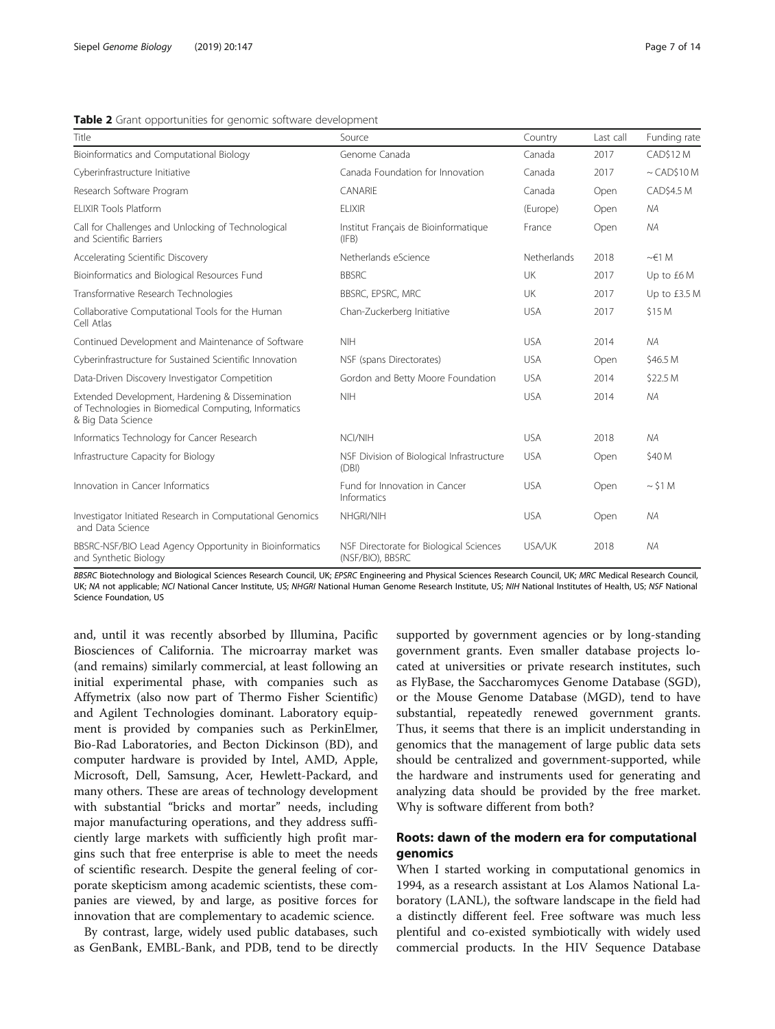**Table 2** Grant opportunities for genomic software development

| Title | Source | Country | Last call | Funding rate |
|---|---|---|---|---|
| Bioinformatics and Computational Biology | Genome Canada | Canada | 2017 | CAD$12 M |
| Cyberinfrastructure Initiative | Canada Foundation for Innovation | Canada | 2017 | ~ CAD$10 M |
| Research Software Program | CANARIE | Canada | Open | CAD$4.5 M |
| ELIXIR Tools Platform | ELIXIR | (Europe) | Open | NA |
| Call for Challenges and Unlocking of Technological and Scientific Barriers | Institut Français de Bioinformatique (IFB) | France | Open | NA |
| Accelerating Scientific Discovery | Netherlands eScience | Netherlands | 2018 | ~€1 M |
| Bioinformatics and Biological Resources Fund | BBSRC | UK | 2017 | Up to £6 M |
| Transformative Research Technologies | BBSRC, EPSRC, MRC | UK | 2017 | Up to £3.5 M |
| Collaborative Computational Tools for the Human Cell Atlas | Chan-Zuckerberg Initiative | USA | 2017 | $15 M |
| Continued Development and Maintenance of Software | NIH | USA | 2014 | NA |
| Cyberinfrastructure for Sustained Scientific Innovation | NSF (spans Directorates) | USA | Open | $46.5 M |
| Data-Driven Discovery Investigator Competition | Gordon and Betty Moore Foundation | USA | 2014 | $22.5 M |
| Extended Development, Hardening & Dissemination of Technologies in Biomedical Computing, Informatics & Big Data Science | NIH | USA | 2014 | NA |
| Informatics Technology for Cancer Research | NCI/NIH | USA | 2018 | NA |
| Infrastructure Capacity for Biology | NSF Division of Biological Infrastructure (DBI) | USA | Open | $40 M |
| Innovation in Cancer Informatics | Fund for Innovation in Cancer Informatics | USA | Open | ~ $1 M |
| Investigator Initiated Research in Computational Genomics and Data Science | NHGRI/NIH | USA | Open | NA |
| BBSRC-NSF/BIO Lead Agency Opportunity in Bioinformatics and Synthetic Biology | NSF Directorate for Biological Sciences (NSF/BIO), BBSRC | USA/UK | 2018 | NA |

*BBSRC* Biotechnology and Biological Sciences Research Council, UK; *EPSRC* Engineering and Physical Sciences Research Council, UK; *MRC* Medical Research Council, UK; *NA* not applicable; *NCI* National Cancer Institute, US; *NHGRI* National Human Genome Research Institute, US; *NIH* National Institutes of Health, US; *NSF* National Science Foundation, US

and, until it was recently absorbed by Illumina, Pacific Biosciences of California. The microarray market was (and remains) similarly commercial, at least following an initial experimental phase, with companies such as Affymetrix (also now part of Thermo Fisher Scientific) and Agilent Technologies dominant. Laboratory equipment is provided by companies such as PerkinElmer, Bio-Rad Laboratories, and Becton Dickinson (BD), and computer hardware is provided by Intel, AMD, Apple, Microsoft, Dell, Samsung, Acer, Hewlett-Packard, and many others. These are areas of technology development with substantial "bricks and mortar" needs, including major manufacturing operations, and they address sufficiently large markets with sufficiently high profit margins such that free enterprise is able to meet the needs of scientific research. Despite the general feeling of corporate skepticism among academic scientists, these companies are viewed, by and large, as positive forces for innovation that are complementary to academic science.

By contrast, large, widely used public databases, such as GenBank, EMBL-Bank, and PDB, tend to be directly supported by government agencies or by long-standing government grants. Even smaller database projects located at universities or private research institutes, such as FlyBase, the Saccharomyces Genome Database (SGD), or the Mouse Genome Database (MGD), tend to have substantial, repeatedly renewed government grants. Thus, it seems that there is an implicit understanding in genomics that the management of large public data sets should be centralized and government-supported, while the hardware and instruments used for generating and analyzing data should be provided by the free market. Why is software different from both?

## Roots: dawn of the modern era for computational genomics

When I started working in computational genomics in 1994, as a research assistant at Los Alamos National Laboratory (LANL), the software landscape in the field had a distinctly different feel. Free software was much less plentiful and co-existed symbiotically with widely used commercial products. In the HIV Sequence Database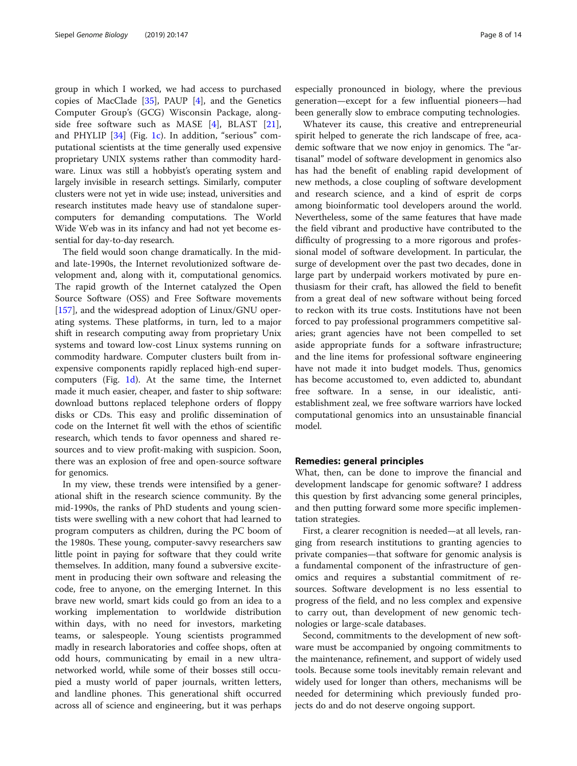group in which I worked, we had access to purchased copies of MacClade [35], PAUP [4], and the Genetics Computer Group's (GCG) Wisconsin Package, alongside free software such as MASE [4], BLAST [21], and PHYLIP [34] (Fig. 1c). In addition, "serious" computational scientists at the time generally used expensive proprietary UNIX systems rather than commodity hardware. Linux was still a hobbyist's operating system and largely invisible in research settings. Similarly, computer clusters were not yet in wide use; instead, universities and research institutes made heavy use of standalone supercomputers for demanding computations. The World Wide Web was in its infancy and had not yet become essential for day-to-day research.

The field would soon change dramatically. In the mid- and late-1990s, the Internet revolutionized software development and, along with it, computational genomics. The rapid growth of the Internet catalyzed the Open Source Software (OSS) and Free Software movements [157], and the widespread adoption of Linux/GNU operating systems. These platforms, in turn, led to a major shift in research computing away from proprietary Unix systems and toward low-cost Linux systems running on commodity hardware. Computer clusters built from inexpensive components rapidly replaced high-end supercomputers (Fig. 1d). At the same time, the Internet made it much easier, cheaper, and faster to ship software: download buttons replaced telephone orders of floppy disks or CDs. This easy and prolific dissemination of code on the Internet fit well with the ethos of scientific research, which tends to favor openness and shared resources and to view profit-making with suspicion. Soon, there was an explosion of free and open-source software for genomics.

In my view, these trends were intensified by a generational shift in the research science community. By the mid-1990s, the ranks of PhD students and young scientists were swelling with a new cohort that had learned to program computers as children, during the PC boom of the 1980s. These young, computer-savvy researchers saw little point in paying for software that they could write themselves. In addition, many found a subversive excitement in producing their own software and releasing the code, free to anyone, on the emerging Internet. In this brave new world, smart kids could go from an idea to a working implementation to worldwide distribution within days, with no need for investors, marketing teams, or salespeople. Young scientists programmed madly in research laboratories and coffee shops, often at odd hours, communicating by email in a new ultra-networked world, while some of their bosses still occupied a musty world of paper journals, written letters, and landline phones. This generational shift occurred across all of science and engineering, but it was perhaps especially pronounced in biology, where the previous generation—except for a few influential pioneers—had been generally slow to embrace computing technologies.

Whatever its cause, this creative and entrepreneurial spirit helped to generate the rich landscape of free, academic software that we now enjoy in genomics. The "artisanal" model of software development in genomics also has had the benefit of enabling rapid development of new methods, a close coupling of software development and research science, and a kind of esprit de corps among bioinformatic tool developers around the world. Nevertheless, some of the same features that have made the field vibrant and productive have contributed to the difficulty of progressing to a more rigorous and professional model of software development. In particular, the surge of development over the past two decades, done in large part by underpaid workers motivated by pure enthusiasm for their craft, has allowed the field to benefit from a great deal of new software without being forced to reckon with its true costs. Institutions have not been forced to pay professional programmers competitive salaries; grant agencies have not been compelled to set aside appropriate funds for a software infrastructure; and the line items for professional software engineering have not made it into budget models. Thus, genomics has become accustomed to, even addicted to, abundant free software. In a sense, in our idealistic, anti-establishment zeal, we free software warriors have locked computational genomics into an unsustainable financial model.

## Remedies: general principles

What, then, can be done to improve the financial and development landscape for genomic software? I address this question by first advancing some general principles, and then putting forward some more specific implementation strategies.

First, a clearer recognition is needed—at all levels, ranging from research institutions to granting agencies to private companies—that software for genomic analysis is a fundamental component of the infrastructure of genomics and requires a substantial commitment of resources. Software development is no less essential to progress of the field, and no less complex and expensive to carry out, than development of new genomic technologies or large-scale databases.

Second, commitments to the development of new software must be accompanied by ongoing commitments to the maintenance, refinement, and support of widely used tools. Because some tools inevitably remain relevant and widely used for longer than others, mechanisms will be needed for determining which previously funded projects do and do not deserve ongoing support.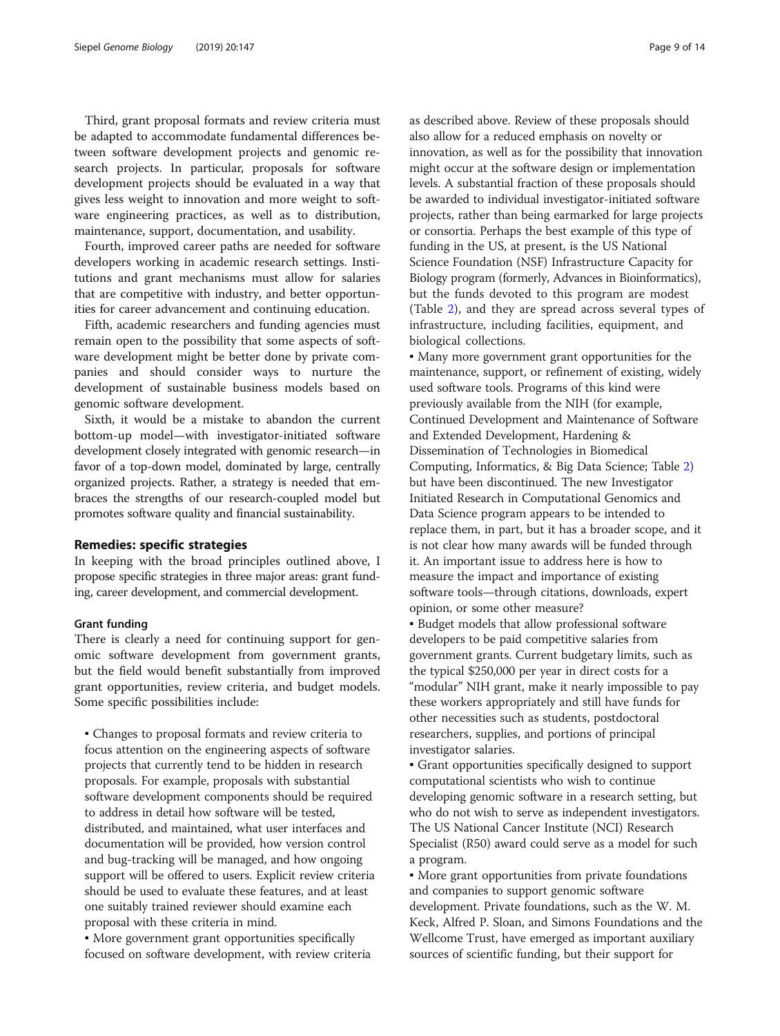Third, grant proposal formats and review criteria must be adapted to accommodate fundamental differences between software development projects and genomic research projects. In particular, proposals for software development projects should be evaluated in a way that gives less weight to innovation and more weight to software engineering practices, as well as to distribution, maintenance, support, documentation, and usability.

Fourth, improved career paths are needed for software developers working in academic research settings. Institutions and grant mechanisms must allow for salaries that are competitive with industry, and better opportunities for career advancement and continuing education.

Fifth, academic researchers and funding agencies must remain open to the possibility that some aspects of software development might be better done by private companies and should consider ways to nurture the development of sustainable business models based on genomic software development.

Sixth, it would be a mistake to abandon the current bottom-up model—with investigator-initiated software development closely integrated with genomic research—in favor of a top-down model, dominated by large, centrally organized projects. Rather, a strategy is needed that embraces the strengths of our research-coupled model but promotes software quality and financial sustainability.

## Remedies: specific strategies

In keeping with the broad principles outlined above, I propose specific strategies in three major areas: grant funding, career development, and commercial development.

### Grant funding

There is clearly a need for continuing support for genomic software development from government grants, but the field would benefit substantially from improved grant opportunities, review criteria, and budget models. Some specific possibilities include:

- Changes to proposal formats and review criteria to focus attention on the engineering aspects of software projects that currently tend to be hidden in research proposals. For example, proposals with substantial software development components should be required to address in detail how software will be tested, distributed, and maintained, what user interfaces and documentation will be provided, how version control and bug-tracking will be managed, and how ongoing support will be offered to users. Explicit review criteria should be used to evaluate these features, and at least one suitably trained reviewer should examine each proposal with these criteria in mind.
- More government grant opportunities specifically focused on software development, with review criteria as described above. Review of these proposals should also allow for a reduced emphasis on novelty or innovation, as well as for the possibility that innovation might occur at the software design or implementation levels. A substantial fraction of these proposals should be awarded to individual investigator-initiated software projects, rather than being earmarked for large projects or consortia. Perhaps the best example of this type of funding in the US, at present, is the US National Science Foundation (NSF) Infrastructure Capacity for Biology program (formerly, Advances in Bioinformatics), but the funds devoted to this program are modest (Table 2), and they are spread across several types of infrastructure, including facilities, equipment, and biological collections.
- Many more government grant opportunities for the maintenance, support, or refinement of existing, widely used software tools. Programs of this kind were previously available from the NIH (for example, Continued Development and Maintenance of Software and Extended Development, Hardening & Dissemination of Technologies in Biomedical Computing, Informatics, & Big Data Science; Table 2) but have been discontinued. The new Investigator Initiated Research in Computational Genomics and Data Science program appears to be intended to replace them, in part, but it has a broader scope, and it is not clear how many awards will be funded through it. An important issue to address here is how to measure the impact and importance of existing software tools—through citations, downloads, expert opinion, or some other measure?
- Budget models that allow professional software developers to be paid competitive salaries from government grants. Current budgetary limits, such as the typical $250,000 per year in direct costs for a "modular" NIH grant, make it nearly impossible to pay these workers appropriately and still have funds for other necessities such as students, postdoctoral researchers, supplies, and portions of principal investigator salaries.
- Grant opportunities specifically designed to support computational scientists who wish to continue developing genomic software in a research setting, but who do not wish to serve as independent investigators. The US National Cancer Institute (NCI) Research Specialist (R50) award could serve as a model for such a program.
- More grant opportunities from private foundations and companies to support genomic software development. Private foundations, such as the W. M. Keck, Alfred P. Sloan, and Simons Foundations and the Wellcome Trust, have emerged as important auxiliary sources of scientific funding, but their support for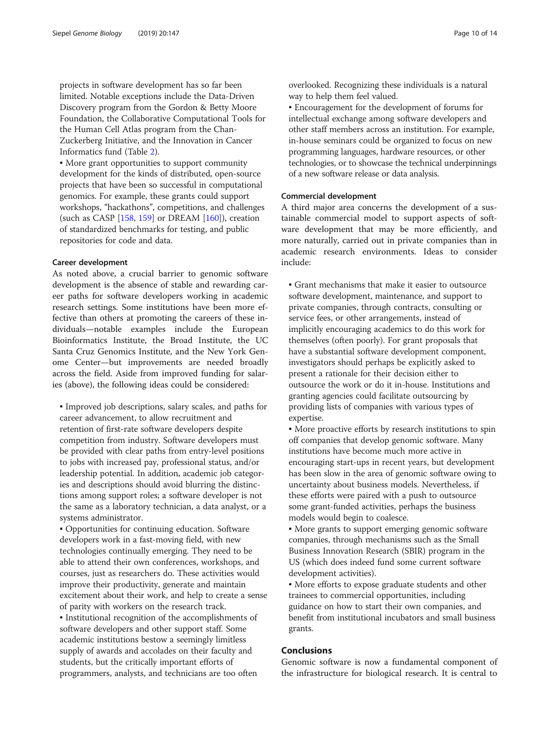projects in software development has so far been limited. Notable exceptions include the Data-Driven Discovery program from the Gordon & Betty Moore Foundation, the Collaborative Computational Tools for the Human Cell Atlas program from the Chan-Zuckerberg Initiative, and the Innovation in Cancer Informatics fund (Table 2).

- More grant opportunities to support community development for the kinds of distributed, open-source projects that have been so successful in computational genomics. For example, these grants could support workshops, "hackathons", competitions, and challenges (such as CASP [158, 159] or DREAM [160]), creation of standardized benchmarks for testing, and public repositories for code and data.

#### Career development

As noted above, a crucial barrier to genomic software development is the absence of stable and rewarding career paths for software developers working in academic research settings. Some institutions have been more effective than others at promoting the careers of these individuals—notable examples include the European Bioinformatics Institute, the Broad Institute, the UC Santa Cruz Genomics Institute, and the New York Genome Center—but improvements are needed broadly across the field. Aside from improved funding for salaries (above), the following ideas could be considered:

- Improved job descriptions, salary scales, and paths for career advancement, to allow recruitment and retention of first-rate software developers despite competition from industry. Software developers must be provided with clear paths from entry-level positions to jobs with increased pay, professional status, and/or leadership potential. In addition, academic job categories and descriptions should avoid blurring the distinctions among support roles; a software developer is not the same as a laboratory technician, a data analyst, or a systems administrator.
- Opportunities for continuing education. Software developers work in a fast-moving field, with new technologies continually emerging. They need to be able to attend their own conferences, workshops, and courses, just as researchers do. These activities would improve their productivity, generate and maintain excitement about their work, and help to create a sense of parity with workers on the research track.
- Institutional recognition of the accomplishments of software developers and other support staff. Some academic institutions bestow a seemingly limitless supply of awards and accolades on their faculty and students, but the critically important efforts of programmers, analysts, and technicians are too often overlooked. Recognizing these individuals is a natural way to help them feel valued.
- Encouragement for the development of forums for intellectual exchange among software developers and other staff members across an institution. For example, in-house seminars could be organized to focus on new programming languages, hardware resources, or other technologies, or to showcase the technical underpinnings of a new software release or data analysis.

#### Commercial development

A third major area concerns the development of a sustainable commercial model to support aspects of software development that may be more efficiently, and more naturally, carried out in private companies than in academic research environments. Ideas to consider include:

- Grant mechanisms that make it easier to outsource software development, maintenance, and support to private companies, through contracts, consulting or service fees, or other arrangements, instead of implicitly encouraging academics to do this work for themselves (often poorly). For grant proposals that have a substantial software development component, investigators should perhaps be explicitly asked to present a rationale for their decision either to outsource the work or do it in-house. Institutions and granting agencies could facilitate outsourcing by providing lists of companies with various types of expertise.
- More proactive efforts by research institutions to spin off companies that develop genomic software. Many institutions have become much more active in encouraging start-ups in recent years, but development has been slow in the area of genomic software owing to uncertainty about business models. Nevertheless, if these efforts were paired with a push to outsource some grant-funded activities, perhaps the business models would begin to coalesce.
- More grants to support emerging genomic software companies, through mechanisms such as the Small Business Innovation Research (SBIR) program in the US (which does indeed fund some current software development activities).
- More efforts to expose graduate students and other trainees to commercial opportunities, including guidance on how to start their own companies, and benefit from institutional incubators and small business grants.

## Conclusions

Genomic software is now a fundamental component of the infrastructure for biological research. It is central to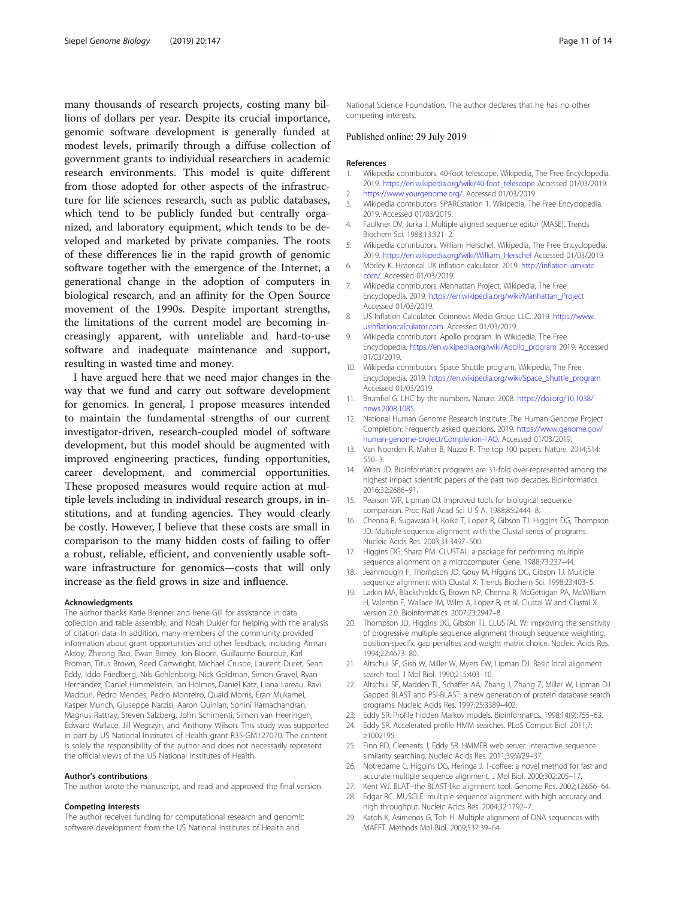many thousands of research projects, costing many billions of dollars per year. Despite its crucial importance, genomic software development is generally funded at modest levels, primarily through a diffuse collection of government grants to individual researchers in academic research environments. This model is quite different from those adopted for other aspects of the infrastructure for life sciences research, such as public databases, which tend to be publicly funded but centrally organized, and laboratory equipment, which tends to be developed and marketed by private companies. The roots of these differences lie in the rapid growth of genomic software together with the emergence of the Internet, a generational change in the adoption of computers in biological research, and an affinity for the Open Source movement of the 1990s. Despite important strengths, the limitations of the current model are becoming increasingly apparent, with unreliable and hard-to-use software and inadequate maintenance and support, resulting in wasted time and money.

I have argued here that we need major changes in the way that we fund and carry out software development for genomics. In general, I propose measures intended to maintain the fundamental strengths of our current investigator-driven, research-coupled model of software development, but this model should be augmented with improved engineering practices, funding opportunities, career development, and commercial opportunities. These proposed measures would require action at multiple levels including in individual research groups, in institutions, and at funding agencies. They would clearly be costly. However, I believe that these costs are small in comparison to the many hidden costs of failing to offer a robust, reliable, efficient, and conveniently usable software infrastructure for genomics—costs that will only increase as the field grows in size and influence.

#### Acknowledgments

The author thanks Katie Brenner and Irene Gill for assistance in data collection and table assembly, and Noah Dukler for helping with the analysis of citation data. In addition, many members of the community provided information about grant opportunities and other feedback, including Arman Aksoy, Zhirong Bao, Ewan Birney, Jon Bloom, Guillaume Bourque, Karl Broman, Titus Brown, Reed Cartwright, Michael Crusoe, Laurent Duret, Sean Eddy, Iddo Friedberg, Nils Gehlenborg, Nick Goldman, Simon Gravel, Ryan Hernandez, Daniel Himmelstein, Ian Holmes, Daniel Katz, Liana Lareau, Ravi Madduri, Pedro Mendes, Pedro Monteiro, Quaid Morris, Eran Mukamel, Kasper Munch, Giuseppe Narzisi, Aaron Quinlan, Sohini Ramachandran, Magnus Rattray, Steven Salzberg, John Schimenti, Simon van Heeringen, Edward Wallace, Jill Wegrzyn, and Anthony Wilson. This study was supported in part by US National Institutes of Health grant R35-GM127070. The content is solely the responsibility of the author and does not necessarily represent the official views of the US National Institutes of Health.

#### Author's contributions

The author wrote the manuscript, and read and approved the final version.

#### Competing interests

The author receives funding for computational research and genomic software development from the US National Institutes of Health and National Science Foundation. The author declares that he has no other competing interests.

Published online: 29 July 2019

#### References

1. Wikipedia contributors. 40-foot telescope. Wikipedia, The Free Encyclopedia. 2019. https://en.wikipedia.org/wiki/40-foot_telescope Accessed 01/03/2019.
2. https://www.yourgenome.org/. Accessed 01/03/2019.
3. Wikipedia contributors. SPARCstation 1. Wikipedia, The Free Encyclopedia. 2019. Accessed 01/03/2019.
4. Faulkner DV, Jurka J. Multiple aligned sequence editor (MASE). Trends Biochem Sci. 1988;13:321–2.
5. Wikipedia contributors. William Herschel. Wikipedia, The Free Encyclopedia. 2019. https://en.wikipedia.org/wiki/William_Herschel Accessed 01/03/2019.
6. Morley K. Historical UK inflation calculator. 2019. http://inflation.iamkate.com/. Accessed 01/03/2019.
7. Wikipedia contributors. Manhattan Project. Wikipedia, The Free Encyclopedia. 2019. https://en.wikipedia.org/wiki/Manhattan_Project Accessed 01/03/2019.
8. US Inflation Calculator. Coinnews Media Group LLC. 2019. https://www.usinflationcalculator.com. Accessed 01/03/2019.
9. Wikipedia contributors. Apollo program. In Wikipedia, The Free Encyclopedia. https://en.wikipedia.org/wiki/Apollo_program 2019. Accessed 01/03/2019.
10. Wikipedia contributors. Space Shuttle program. Wikipedia, The Free Encyclopedia. 2019. https://en.wikipedia.org/wiki/Space_Shuttle_program Accessed 01/03/2019.
11. Brumfiel G. LHC by the numbers. Nature. 2008. https://doi.org/10.1038/news.2008.1085.
12. National Human Genome Research Institute .The Human Genome Project Completion: Frequently asked questions. 2019. https://www.genome.gov/human-genome-project/Completion-FAQ. Accessed 01/03/2019.
13. Van Noorden R, Maher B, Nuzzo R. The top 100 papers. Nature. 2014;514:550–3.
14. Wren JD. Bioinformatics programs are 31-fold over-represented among the highest impact scientific papers of the past two decades. Bioinformatics. 2016;32:2686–91.
15. Pearson WR, Lipman DJ. Improved tools for biological sequence comparison. Proc Natl Acad Sci U S A. 1988;85:2444–8.
16. Chenna R, Sugawara H, Koike T, Lopez R, Gibson TJ, Higgins DG, Thompson JD. Multiple sequence alignment with the Clustal series of programs. Nucleic Acids Res. 2003;31:3497–500.
17. Higgins DG, Sharp PM. CLUSTAL: a package for performing multiple sequence alignment on a microcomputer. Gene. 1988;73:237–44.
18. Jeanmougin F, Thompson JD, Gouy M, Higgins DG, Gibson TJ. Multiple sequence alignment with Clustal X. Trends Biochem Sci. 1998;23:403–5.
19. Larkin MA, Blackshields G, Brown NP, Chenna R, McGettigan PA, McWilliam H, Valentin F, Wallace IM, Wilm A, Lopez R, et al. Clustal W and Clustal X version 2.0. Bioinformatics. 2007;23:2947–8.
20. Thompson JD, Higgins DG, Gibson TJ. CLUSTAL W: improving the sensitivity of progressive multiple sequence alignment through sequence weighting, position-specific gap penalties and weight matrix choice. Nucleic Acids Res. 1994;22:4673–80.
21. Altschul SF, Gish W, Miller W, Myers EW, Lipman DJ. Basic local alignment search tool. J Mol Biol. 1990;215:403–10.
22. Altschul SF, Madden TL, Schäffer AA, Zhang J, Zhang Z, Miller W, Lipman DJ. Gapped BLAST and PSI-BLAST: a new generation of protein database search programs. Nucleic Acids Res. 1997;25:3389–402.
23. Eddy SR. Profile hidden Markov models. Bioinformatics. 1998;14(9):755–63.
24. Eddy SR. Accelerated profile HMM searches. PLoS Comput Biol. 2011;7:e1002195.
25. Finn RD, Clements J, Eddy SR. HMMER web server: interactive sequence similarity searching. Nucleic Acids Res. 2011;39:W29–37.
26. Notredame C, Higgins DG, Heringa J. T-coffee: a novel method for fast and accurate multiple sequence alignment. J Mol Biol. 2000;302:205–17.
27. Kent WJ. BLAT--the BLAST-like alignment tool. Genome Res. 2002;12:656–64.
28. Edgar RC. MUSCLE: multiple sequence alignment with high accuracy and high throughput. Nucleic Acids Res. 2004;32:1792–7.
29. Katoh K, Asimenos G, Toh H. Multiple alignment of DNA sequences with MAFFT. Methods Mol Biol. 2009;537:39–64.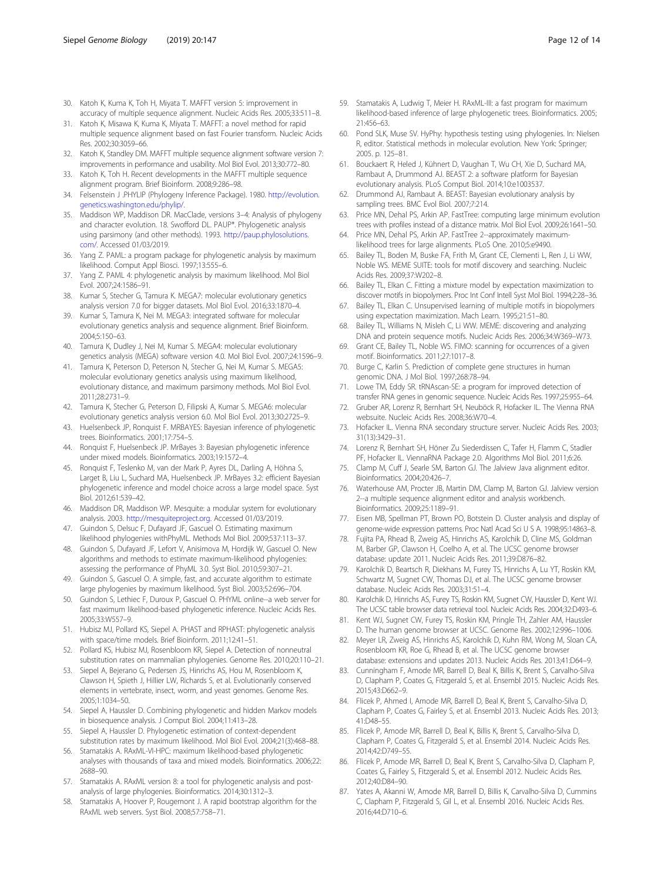30. Katoh K, Kuma K, Toh H, Miyata T. MAFFT version 5: improvement in accuracy of multiple sequence alignment. Nucleic Acids Res. 2005;33:511–8.
31. Katoh K, Misawa K, Kuma K, Miyata T. MAFFT: a novel method for rapid multiple sequence alignment based on fast Fourier transform. Nucleic Acids Res. 2002;30:3059–66.
32. Katoh K, Standley DM. MAFFT multiple sequence alignment software version 7: improvements in performance and usability. Mol Biol Evol. 2013;30:772–80.
33. Katoh K, Toh H. Recent developments in the MAFFT multiple sequence alignment program. Brief Bioinform. 2008;9:286–98.
34. Felsenstein J .PHYLIP (Phylogeny Inference Package). 1980. http://evolution.genetics.washington.edu/phylip/.
35. Maddison WP, Maddison DR. MacClade, versions 3–4: Analysis of phylogeny and character evolution. 18. Swofford DL. PAUP*. Phylogenetic analysis using parsimony (and other methods). 1993. http://paup.phylosolutions.com/. Accessed 01/03/2019.
36. Yang Z. PAML: a program package for phylogenetic analysis by maximum likelihood. Comput Appl Biosci. 1997;13:555–6.
37. Yang Z. PAML 4: phylogenetic analysis by maximum likelihood. Mol Biol Evol. 2007;24:1586–91.
38. Kumar S, Stecher G, Tamura K. MEGA7: molecular evolutionary genetics analysis version 7.0 for bigger datasets. Mol Biol Evol. 2016;33:1870–4.
39. Kumar S, Tamura K, Nei M. MEGA3: integrated software for molecular evolutionary genetics analysis and sequence alignment. Brief Bioinform. 2004;5:150–63.
40. Tamura K, Dudley J, Nei M, Kumar S. MEGA4: molecular evolutionary genetics analysis (MEGA) software version 4.0. Mol Biol Evol. 2007;24:1596–9.
41. Tamura K, Peterson D, Peterson N, Stecher G, Nei M, Kumar S. MEGA5: molecular evolutionary genetics analysis using maximum likelihood, evolutionary distance, and maximum parsimony methods. Mol Biol Evol. 2011;28:2731–9.
42. Tamura K, Stecher G, Peterson D, Filipski A, Kumar S. MEGA6: molecular evolutionary genetics analysis version 6.0. Mol Biol Evol. 2013;30:2725–9.
43. Huelsenbeck JP, Ronquist F. MRBAYES: Bayesian inference of phylogenetic trees. Bioinformatics. 2001;17:754–5.
44. Ronquist F, Huelsenbeck JP. MrBayes 3: Bayesian phylogenetic inference under mixed models. Bioinformatics. 2003;19:1572–4.
45. Ronquist F, Teslenko M, van der Mark P, Ayres DL, Darling A, Höhna S, Larget B, Liu L, Suchard MA, Huelsenbeck JP. MrBayes 3.2: efficient Bayesian phylogenetic inference and model choice across a large model space. Syst Biol. 2012;61:539–42.
46. Maddison DR, Maddison WP. Mesquite: a modular system for evolutionary analysis. 2003. http://mesquiteproject.org. Accessed 01/03/2019.
47. Guindon S, Delsuc F, Dufayard JF, Gascuel O. Estimating maximum likelihood phylogenies withPhyML. Methods Mol Biol. 2009;537:113–37.
48. Guindon S, Dufayard JF, Lefort V, Anisimova M, Hordijk W, Gascuel O. New algorithms and methods to estimate maximum-likelihood phylogenies: assessing the performance of PhyML 3.0. Syst Biol. 2010;59:307–21.
49. Guindon S, Gascuel O. A simple, fast, and accurate algorithm to estimate large phylogenies by maximum likelihood. Syst Biol. 2003;52:696–704.
50. Guindon S, Lethiec F, Duroux P, Gascuel O. PHYML online--a web server for fast maximum likelihood-based phylogenetic inference. Nucleic Acids Res. 2005;33:W557–9.
51. Hubisz MJ, Pollard KS, Siepel A. PHAST and RPHAST: phylogenetic analysis with space/time models. Brief Bioinform. 2011;12:41–51.
52. Pollard KS, Hubisz MJ, Rosenbloom KR, Siepel A. Detection of nonneutral substitution rates on mammalian phylogenies. Genome Res. 2010;20:110–21.
53. Siepel A, Bejerano G, Pedersen JS, Hinrichs AS, Hou M, Rosenbloom K, Clawson H, Spieth J, Hillier LW, Richards S, et al. Evolutionarily conserved elements in vertebrate, insect, worm, and yeast genomes. Genome Res. 2005;1:1034–50.
54. Siepel A, Haussler D. Combining phylogenetic and hidden Markov models in biosequence analysis. J Comput Biol. 2004;11:413–28.
55. Siepel A, Haussler D. Phylogenetic estimation of context-dependent substitution rates by maximum likelihood. Mol Biol Evol. 2004;21(3):468–88.
56. Stamatakis A. RAxML-VI-HPC: maximum likelihood-based phylogenetic analyses with thousands of taxa and mixed models. Bioinformatics. 2006;22:2688–90.
57. Stamatakis A. RAxML version 8: a tool for phylogenetic analysis and post-analysis of large phylogenies. Bioinformatics. 2014;30:1312–3.
58. Stamatakis A, Hoover P, Rougemont J. A rapid bootstrap algorithm for the RAxML web servers. Syst Biol. 2008;57:758–71.
59. Stamatakis A, Ludwig T, Meier H. RAxML-III: a fast program for maximum likelihood-based inference of large phylogenetic trees. Bioinformatics. 2005;21:456–63.
60. Pond SLK, Muse SV. HyPhy: hypothesis testing using phylogenies. In: Nielsen R, editor. Statistical methods in molecular evolution. New York: Springer; 2005. p. 125–81.
61. Bouckaert R, Heled J, Kühnert D, Vaughan T, Wu CH, Xie D, Suchard MA, Rambaut A, Drummond AJ. BEAST 2: a software platform for Bayesian evolutionary analysis. PLoS Comput Biol. 2014;10:e1003537.
62. Drummond AJ, Rambaut A. BEAST: Bayesian evolutionary analysis by sampling trees. BMC Evol Biol. 2007;7:214.
63. Price MN, Dehal PS, Arkin AP. FastTree: computing large minimum evolution trees with profiles instead of a distance matrix. Mol Biol Evol. 2009;26:1641–50.
64. Price MN, Dehal PS, Arkin AP. FastTree 2--approximately maximum-likelihood trees for large alignments. PLoS One. 2010;5:e9490.
65. Bailey TL, Boden M, Buske FA, Frith M, Grant CE, Clementi L, Ren J, Li WW, Noble WS. MEME SUITE: tools for motif discovery and searching. Nucleic Acids Res. 2009;37:W202–8.
66. Bailey TL, Elkan C. Fitting a mixture model by expectation maximization to discover motifs in biopolymers. Proc Int Conf Intell Syst Mol Biol. 1994;2:28–36.
67. Bailey TL, Elkan C. Unsupervised learning of multiple motifs in biopolymers using expectation maximization. Mach Learn. 1995;21:51–80.
68. Bailey TL, Williams N, Misleh C, Li WW. MEME: discovering and analyzing DNA and protein sequence motifs. Nucleic Acids Res. 2006;34:W369–W73.
69. Grant CE, Bailey TL, Noble WS. FIMO: scanning for occurrences of a given motif. Bioinformatics. 2011;27:1017–8.
70. Burge C, Karlin S. Prediction of complete gene structures in human genomic DNA. J Mol Biol. 1997;268:78–94.
71. Lowe TM, Eddy SR. tRNAscan-SE: a program for improved detection of transfer RNA genes in genomic sequence. Nucleic Acids Res. 1997;25:955–64.
72. Gruber AR, Lorenz R, Bernhart SH, Neuböck R, Hofacker IL. The Vienna RNA websuite. Nucleic Acids Res. 2008;36:W70–4.
73. Hofacker IL. Vienna RNA secondary structure server. Nucleic Acids Res. 2003;31(13):3429–31.
74. Lorenz R, Bernhart SH, Höner Zu Siederdissen C, Tafer H, Flamm C, Stadler PF, Hofacker IL. ViennaRNA Package 2.0. Algorithms Mol Biol. 2011;6:26.
75. Clamp M, Cuff J, Searle SM, Barton GJ. The Jalview Java alignment editor. Bioinformatics. 2004;20:426–7.
76. Waterhouse AM, Procter JB, Martin DM, Clamp M, Barton GJ. Jalview version 2--a multiple sequence alignment editor and analysis workbench. Bioinformatics. 2009;25:1189–91.
77. Eisen MB, Spellman PT, Brown PO, Botstein D. Cluster analysis and display of genome-wide expression patterns. Proc Natl Acad Sci U S A. 1998;95:14863–8.
78. Fujita PA, Rhead B, Zweig AS, Hinrichs AS, Karolchik D, Cline MS, Goldman M, Barber GP, Clawson H, Coelho A, et al. The UCSC genome browser database: update 2011. Nucleic Acids Res. 2011;39:D876–82.
79. Karolchik D, Baertsch R, Diekhans M, Furey TS, Hinrichs A, Lu YT, Roskin KM, Schwartz M, Sugnet CW, Thomas DJ, et al. The UCSC genome browser database. Nucleic Acids Res. 2003;31:51–4.
80. Karolchik D, Hinrichs AS, Furey TS, Roskin KM, Sugnet CW, Haussler D, Kent WJ. The UCSC table browser data retrieval tool. Nucleic Acids Res. 2004;32:D493–6.
81. Kent WJ, Sugnet CW, Furey TS, Roskin KM, Pringle TH, Zahler AM, Haussler D. The human genome browser at UCSC. Genome Res. 2002;12:996–1006.
82. Meyer LR, Zweig AS, Hinrichs AS, Karolchik D, Kuhn RM, Wong M, Sloan CA, Rosenbloom KR, Roe G, Rhead B, et al. The UCSC genome browser database: extensions and updates 2013. Nucleic Acids Res. 2013;41:D64–9.
83. Cunningham F, Amode MR, Barrell D, Beal K, Billis K, Brent S, Carvalho-Silva D, Clapham P, Coates G, Fitzgerald S, et al. Ensembl 2015. Nucleic Acids Res. 2015;43:D662–9.
84. Flicek P, Ahmed I, Amode MR, Barrell D, Beal K, Brent S, Carvalho-Silva D, Clapham P, Coates G, Fairley S, et al. Ensembl 2013. Nucleic Acids Res. 2013;41:D48–55.
85. Flicek P, Amode MR, Barrell D, Beal K, Billis K, Brent S, Carvalho-Silva D, Clapham P, Coates G, Fitzgerald S, et al. Ensembl 2014. Nucleic Acids Res. 2014;42:D749–55.
86. Flicek P, Amode MR, Barrell D, Beal K, Brent S, Carvalho-Silva D, Clapham P, Coates G, Fairley S, Fitzgerald S, et al. Ensembl 2012. Nucleic Acids Res. 2012;40:D84–90.
87. Yates A, Akanni W, Amode MR, Barrell D, Billis K, Carvalho-Silva D, Cummins C, Clapham P, Fitzgerald S, Gil L, et al. Ensembl 2016. Nucleic Acids Res. 2016;44:D710–6.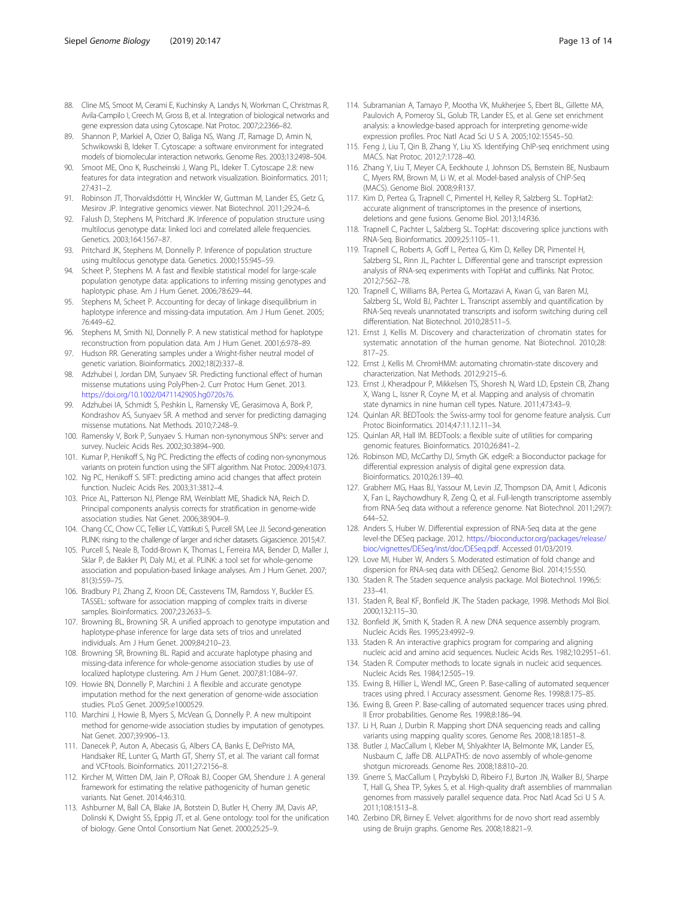88. Cline MS, Smoot M, Cerami E, Kuchinsky A, Landys N, Workman C, Christmas R, Avila-Campilo I, Creech M, Gross B, et al. Integration of biological networks and gene expression data using Cytoscape. Nat Protoc. 2007;2:2366–82.
89. Shannon P, Markiel A, Ozier O, Baliga NS, Wang JT, Ramage D, Amin N, Schwikowski B, Ideker T. Cytoscape: a software environment for integrated models of biomolecular interaction networks. Genome Res. 2003;13:2498–504.
90. Smoot ME, Ono K, Ruscheinski J, Wang PL, Ideker T. Cytoscape 2.8: new features for data integration and network visualization. Bioinformatics. 2011; 27:431–2.
91. Robinson JT, Thorvaldsdóttir H, Winckler W, Guttman M, Lander ES, Getz G, Mesirov JP. Integrative genomics viewer. Nat Biotechnol. 2011;29:24–6.
92. Falush D, Stephens M, Pritchard JK. Inference of population structure using multilocus genotype data: linked loci and correlated allele frequencies. Genetics. 2003;164:1567–87.
93. Pritchard JK, Stephens M, Donnelly P. Inference of population structure using multilocus genotype data. Genetics. 2000;155:945–59.
94. Scheet P, Stephens M. A fast and flexible statistical model for large-scale population genotype data: applications to inferring missing genotypes and haplotypic phase. Am J Hum Genet. 2006;78:629–44.
95. Stephens M, Scheet P. Accounting for decay of linkage disequilibrium in haplotype inference and missing-data imputation. Am J Hum Genet. 2005; 76:449–62.
96. Stephens M, Smith NJ, Donnelly P. A new statistical method for haplotype reconstruction from population data. Am J Hum Genet. 2001;6:978–89.
97. Hudson RR. Generating samples under a Wright-fisher neutral model of genetic variation. Bioinformatics. 2002;18(2):337–8.
98. Adzhubei I, Jordan DM, Sunyaev SR. Predicting functional effect of human missense mutations using PolyPhen-2. Curr Protoc Hum Genet. 2013. https://doi.org/10.1002/0471142905.hg0720s76.
99. Adzhubei IA, Schmidt S, Peshkin L, Ramensky VE, Gerasimova A, Bork P, Kondrashov AS, Sunyaev SR. A method and server for predicting damaging missense mutations. Nat Methods. 2010;7:248–9.
100. Ramensky V, Bork P, Sunyaev S. Human non-synonymous SNPs: server and survey. Nucleic Acids Res. 2002;30:3894–900.
101. Kumar P, Henikoff S, Ng PC. Predicting the effects of coding non-synonymous variants on protein function using the SIFT algorithm. Nat Protoc. 2009;4:1073.
102. Ng PC, Henikoff S. SIFT: predicting amino acid changes that affect protein function. Nucleic Acids Res. 2003;31:3812–4.
103. Price AL, Patterson NJ, Plenge RM, Weinblatt ME, Shadick NA, Reich D. Principal components analysis corrects for stratification in genome-wide association studies. Nat Genet. 2006;38:904–9.
104. Chang CC, Chow CC, Tellier LC, Vattikuti S, Purcell SM, Lee JJ. Second-generation PLINK: rising to the challenge of larger and richer datasets. Gigascience. 2015;4:7.
105. Purcell S, Neale B, Todd-Brown K, Thomas L, Ferreira MA, Bender D, Maller J, Sklar P, de Bakker PI, Daly MJ, et al. PLINK: a tool set for whole-genome association and population-based linkage analyses. Am J Hum Genet. 2007; 81(3):559–75.
106. Bradbury PJ, Zhang Z, Kroon DE, Casstevens TM, Ramdoss Y, Buckler ES. TASSEL: software for association mapping of complex traits in diverse samples. Bioinformatics. 2007;23:2633–5.
107. Browning BL, Browning SR. A unified approach to genotype imputation and haplotype-phase inference for large data sets of trios and unrelated individuals. Am J Hum Genet. 2009;84:210–23.
108. Browning SR, Browning BL. Rapid and accurate haplotype phasing and missing-data inference for whole-genome association studies by use of localized haplotype clustering. Am J Hum Genet. 2007;81:1084–97.
109. Howie BN, Donnelly P, Marchini J. A flexible and accurate genotype imputation method for the next generation of genome-wide association studies. PLoS Genet. 2009;5:e1000529.
110. Marchini J, Howie B, Myers S, McVean G, Donnelly P. A new multipoint method for genome-wide association studies by imputation of genotypes. Nat Genet. 2007;39:906–13.
111. Danecek P, Auton A, Abecasis G, Albers CA, Banks E, DePristo MA, Handsaker RE, Lunter G, Marth GT, Sherry ST, et al. The variant call format and VCFtools. Bioinformatics. 2011;27:2156–8.
112. Kircher M, Witten DM, Jain P, O'Roak BJ, Cooper GM, Shendure J. A general framework for estimating the relative pathogenicity of human genetic variants. Nat Genet. 2014;46:310.
113. Ashburner M, Ball CA, Blake JA, Botstein D, Butler H, Cherry JM, Davis AP, Dolinski K, Dwight SS, Eppig JT, et al. Gene ontology: tool for the unification of biology. Gene Ontol Consortium Nat Genet. 2000;25:25–9.
114. Subramanian A, Tamayo P, Mootha VK, Mukherjee S, Ebert BL, Gillette MA, Paulovich A, Pomeroy SL, Golub TR, Lander ES, et al. Gene set enrichment analysis: a knowledge-based approach for interpreting genome-wide expression profiles. Proc Natl Acad Sci U S A. 2005;102:15545–50.
115. Feng J, Liu T, Qin B, Zhang Y, Liu XS. Identifying ChIP-seq enrichment using MACS. Nat Protoc. 2012;7:1728–40.
116. Zhang Y, Liu T, Meyer CA, Eeckhoute J, Johnson DS, Bernstein BE, Nusbaum C, Myers RM, Brown M, Li W, et al. Model-based analysis of ChIP-Seq (MACS). Genome Biol. 2008;9:R137.
117. Kim D, Pertea G, Trapnell C, Pimentel H, Kelley R, Salzberg SL. TopHat2: accurate alignment of transcriptomes in the presence of insertions, deletions and gene fusions. Genome Biol. 2013;14:R36.
118. Trapnell C, Pachter L, Salzberg SL. TopHat: discovering splice junctions with RNA-Seq. Bioinformatics. 2009;25:1105–11.
119. Trapnell C, Roberts A, Goff L, Pertea G, Kim D, Kelley DR, Pimentel H, Salzberg SL, Rinn JL, Pachter L. Differential gene and transcript expression analysis of RNA-seq experiments with TopHat and cufflinks. Nat Protoc. 2012;7:562–78.
120. Trapnell C, Williams BA, Pertea G, Mortazavi A, Kwan G, van Baren MJ, Salzberg SL, Wold BJ, Pachter L. Transcript assembly and quantification by RNA-Seq reveals unannotated transcripts and isoform switching during cell differentiation. Nat Biotechnol. 2010;28:511–5.
121. Ernst J, Kellis M. Discovery and characterization of chromatin states for systematic annotation of the human genome. Nat Biotechnol. 2010;28: 817–25.
122. Ernst J, Kellis M. ChromHMM: automating chromatin-state discovery and characterization. Nat Methods. 2012;9:215–6.
123. Ernst J, Kheradpour P, Mikkelsen TS, Shoresh N, Ward LD, Epstein CB, Zhang X, Wang L, Issner R, Coyne M, et al. Mapping and analysis of chromatin state dynamics in nine human cell types. Nature. 2011;473:43–9.
124. Quinlan AR. BEDTools: the Swiss-army tool for genome feature analysis. Curr Protoc Bioinformatics. 2014;47:11.12.11–34.
125. Quinlan AR, Hall IM. BEDTools: a flexible suite of utilities for comparing genomic features. Bioinformatics. 2010;26:841–2.
126. Robinson MD, McCarthy DJ, Smyth GK. edgeR: a Bioconductor package for differential expression analysis of digital gene expression data. Bioinformatics. 2010;26:139–40.
127. Grabherr MG, Haas BJ, Yassour M, Levin JZ, Thompson DA, Amit I, Adiconis X, Fan L, Raychowdhury R, Zeng Q, et al. Full-length transcriptome assembly from RNA-Seq data without a reference genome. Nat Biotechnol. 2011;29(7): 644–52.
128. Anders S, Huber W. Differential expression of RNA-Seq data at the gene level-the DESeq package. 2012. https://bioconductor.org/packages/release/bioc/vignettes/DESeq/inst/doc/DESeq.pdf. Accessed 01/03/2019.
129. Love MI, Huber W, Anders S. Moderated estimation of fold change and dispersion for RNA-seq data with DESeq2. Genome Biol. 2014;15:550.
130. Staden R. The Staden sequence analysis package. Mol Biotechnol. 1996;5: 233–41.
131. Staden R, Beal KF, Bonfield JK. The Staden package, 1998. Methods Mol Biol. 2000;132:115–30.
132. Bonfield JK, Smith K, Staden R. A new DNA sequence assembly program. Nucleic Acids Res. 1995;23:4992–9.
133. Staden R. An interactive graphics program for comparing and aligning nucleic acid and amino acid sequences. Nucleic Acids Res. 1982;10:2951–61.
134. Staden R. Computer methods to locate signals in nucleic acid sequences. Nucleic Acids Res. 1984;12:505–19.
135. Ewing B, Hillier L, Wendl MC, Green P. Base-calling of automated sequencer traces using phred. I Accuracy assessment. Genome Res. 1998;8:175–85.
136. Ewing B, Green P. Base-calling of automated sequencer traces using phred. II Error probabilities. Genome Res. 1998;8:186–94.
137. Li H, Ruan J, Durbin R. Mapping short DNA sequencing reads and calling variants using mapping quality scores. Genome Res. 2008;18:1851–8.
138. Butler J, MacCallum I, Kleber M, Shlyakhter IA, Belmonte MK, Lander ES, Nusbaum C, Jaffe DB. ALLPATHS: de novo assembly of whole-genome shotgun microreads. Genome Res. 2008;18:810–20.
139. Gnerre S, MacCallum I, Przybylski D, Ribeiro FJ, Burton JN, Walker BJ, Sharpe T, Hall G, Shea TP, Sykes S, et al. High-quality draft assemblies of mammalian genomes from massively parallel sequence data. Proc Natl Acad Sci U S A. 2011;108:1513–8.
140. Zerbino DR, Birney E. Velvet: algorithms for de novo short read assembly using de Bruijn graphs. Genome Res. 2008;18:821–9.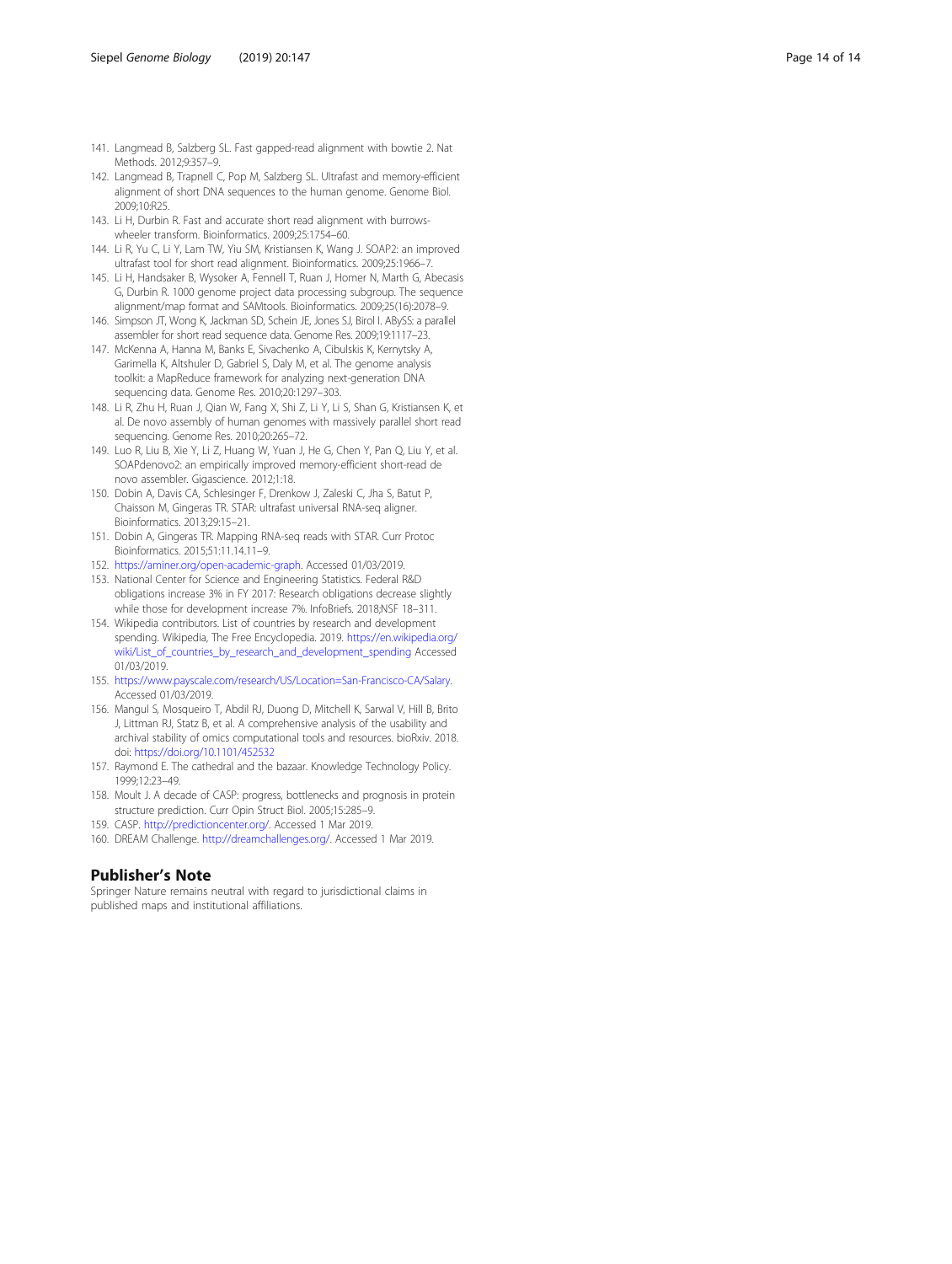141. Langmead B, Salzberg SL. Fast gapped-read alignment with bowtie 2. Nat Methods. 2012;9:357–9.
142. Langmead B, Trapnell C, Pop M, Salzberg SL. Ultrafast and memory-efficient alignment of short DNA sequences to the human genome. Genome Biol. 2009;10:R25.
143. Li H, Durbin R. Fast and accurate short read alignment with burrows-wheeler transform. Bioinformatics. 2009;25:1754–60.
144. Li R, Yu C, Li Y, Lam TW, Yiu SM, Kristiansen K, Wang J. SOAP2: an improved ultrafast tool for short read alignment. Bioinformatics. 2009;25:1966–7.
145. Li H, Handsaker B, Wysoker A, Fennell T, Ruan J, Homer N, Marth G, Abecasis G, Durbin R. 1000 genome project data processing subgroup. The sequence alignment/map format and SAMtools. Bioinformatics. 2009;25(16):2078–9.
146. Simpson JT, Wong K, Jackman SD, Schein JE, Jones SJ, Birol I. ABySS: a parallel assembler for short read sequence data. Genome Res. 2009;19:1117–23.
147. McKenna A, Hanna M, Banks E, Sivachenko A, Cibulskis K, Kernytsky A, Garimella K, Altshuler D, Gabriel S, Daly M, et al. The genome analysis toolkit: a MapReduce framework for analyzing next-generation DNA sequencing data. Genome Res. 2010;20:1297–303.
148. Li R, Zhu H, Ruan J, Qian W, Fang X, Shi Z, Li Y, Li S, Shan G, Kristiansen K, et al. De novo assembly of human genomes with massively parallel short read sequencing. Genome Res. 2010;20:265–72.
149. Luo R, Liu B, Xie Y, Li Z, Huang W, Yuan J, He G, Chen Y, Pan Q, Liu Y, et al. SOAPdenovo2: an empirically improved memory-efficient short-read de novo assembler. Gigascience. 2012;1:18.
150. Dobin A, Davis CA, Schlesinger F, Drenkow J, Zaleski C, Jha S, Batut P, Chaisson M, Gingeras TR. STAR: ultrafast universal RNA-seq aligner. Bioinformatics. 2013;29:15–21.
151. Dobin A, Gingeras TR. Mapping RNA-seq reads with STAR. Curr Protoc Bioinformatics. 2015;51:11.14.11–9.
152. https://aminer.org/open-academic-graph. Accessed 01/03/2019.
153. National Center for Science and Engineering Statistics. Federal R&D obligations increase 3% in FY 2017: Research obligations decrease slightly while those for development increase 7%. InfoBriefs. 2018;NSF 18–311.
154. Wikipedia contributors. List of countries by research and development spending. Wikipedia, The Free Encyclopedia. 2019. https://en.wikipedia.org/wiki/List_of_countries_by_research_and_development_spending Accessed 01/03/2019.
155. https://www.payscale.com/research/US/Location=San-Francisco-CA/Salary. Accessed 01/03/2019.
156. Mangul S, Mosqueiro T, Abdil RJ, Duong D, Mitchell K, Sarwal V, Hill B, Brito J, Littman RJ, Statz B, et al. A comprehensive analysis of the usability and archival stability of omics computational tools and resources. bioRxiv. 2018. doi: https://doi.org/10.1101/452532
157. Raymond E. The cathedral and the bazaar. Knowledge Technology Policy. 1999;12:23–49.
158. Moult J. A decade of CASP: progress, bottlenecks and prognosis in protein structure prediction. Curr Opin Struct Biol. 2005;15:285–9.
159. CASP. http://predictioncenter.org/. Accessed 1 Mar 2019.
160. DREAM Challenge. http://dreamchallenges.org/. Accessed 1 Mar 2019.

## Publisher's Note

Springer Nature remains neutral with regard to jurisdictional claims in published maps and institutional affiliations.